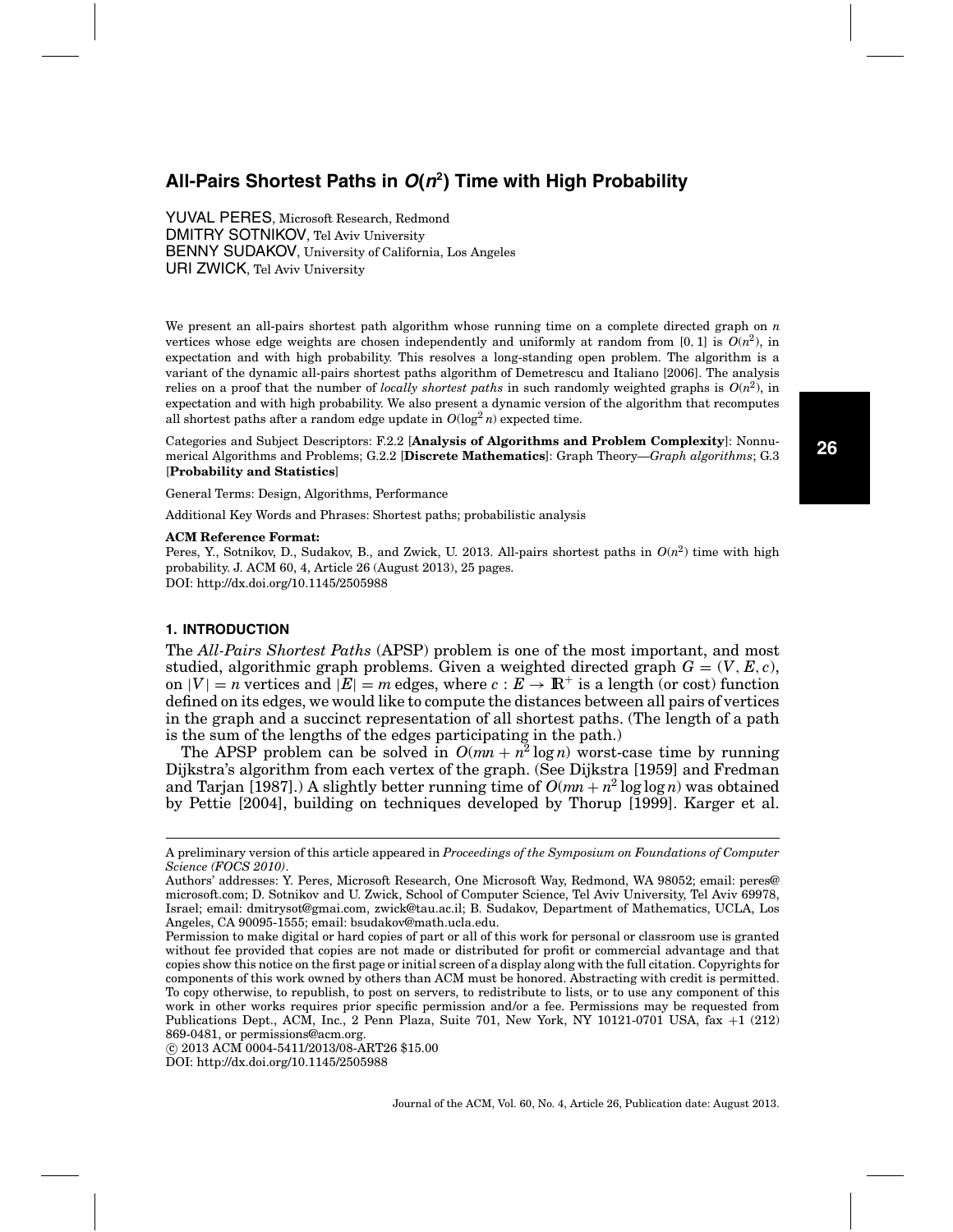# All-Pairs Shortest Paths in $O(n^2)$ Time with High Probability

YUVAL PERES, Microsoft Research, Redmond
DMITRY SOTNIKOV, Tel Aviv University
BENNY SUDAKOV, University of California, Los Angeles
URI ZWICK, Tel Aviv University

We present an all-pairs shortest path algorithm whose running time on a complete directed graph on $n$ vertices whose edge weights are chosen independently and uniformly at random from $[0, 1]$ is $O(n^2)$, in expectation and with high probability. This resolves a long-standing open problem. The algorithm is a variant of the dynamic all-pairs shortest paths algorithm of Demetrescu and Italiano [2006]. The analysis relies on a proof that the number of *locally shortest paths* in such randomly weighted graphs is $O(n^2)$, in expectation and with high probability. We also present a dynamic version of the algorithm that recomputes all shortest paths after a random edge update in $O(\log^2 n)$ expected time.

Categories and Subject Descriptors: F.2.2 [**Analysis of Algorithms and Problem Complexity**]: Nonnumerical Algorithms and Problems; G.2.2 [**Discrete Mathematics**]: Graph Theory—*Graph algorithms*; G.3 [**Probability and Statistics**]

General Terms: Design, Algorithms, Performance

Additional Key Words and Phrases: Shortest paths; probabilistic analysis

**ACM Reference Format:**
Peres, Y., Sotnikov, D., Sudakov, B., and Zwick, U. 2013. All-pairs shortest paths in $O(n^2)$ time with high probability. J. ACM 60, 4, Article 26 (August 2013), 25 pages.
DOI: http://dx.doi.org/10.1145/2505988

## 1. INTRODUCTION

The *All-Pairs Shortest Paths* (APSP) problem is one of the most important, and most studied, algorithmic graph problems. Given a weighted directed graph $G = (V, E, c)$, on $|V| = n$ vertices and $|E| = m$ edges, where $c : E \to \mathbb{R}^+$ is a length (or cost) function defined on its edges, we would like to compute the distances between all pairs of vertices in the graph and a succinct representation of all shortest paths. (The length of a path is the sum of the lengths of the edges participating in the path.)

The APSP problem can be solved in $O(mn + n^2 \log n)$ worst-case time by running Dijkstra's algorithm from each vertex of the graph. (See Dijkstra [1959] and Fredman and Tarjan [1987].) A slightly better running time of $O(mn + n^2 \log \log n)$ was obtained by Pettie [2004], building on techniques developed by Thorup [1999]. Karger et al.

A preliminary version of this article appeared in *Proceedings of the Symposium on Foundations of Computer Science (FOCS 2010)*.

Authors' addresses: Y. Peres, Microsoft Research, One Microsoft Way, Redmond, WA 98052; email: peres@microsoft.com; D. Sotnikov and U. Zwick, School of Computer Science, Tel Aviv University, Tel Aviv 69978, Israel; email: dmitrysot@gmai.com, zwick@tau.ac.il; B. Sudakov, Department of Mathematics, UCLA, Los Angeles, CA 90095-1555; email: bsudakov@math.ucla.edu.

Permission to make digital or hard copies of part or all of this work for personal or classroom use is granted without fee provided that copies are not made or distributed for profit or commercial advantage and that copies show this notice on the first page or initial screen of a display along with the full citation. Copyrights for components of this work owned by others than ACM must be honored. Abstracting with credit is permitted. To copy otherwise, to republish, to post on servers, to redistribute to lists, or to use any component of this work in other works requires prior specific permission and/or a fee. Permissions may be requested from Publications Dept., ACM, Inc., 2 Penn Plaza, Suite 701, New York, NY 10121-0701 USA, fax +1 (212) 869-0481, or permissions@acm.org.

© 2013 ACM 0004-5411/2013/08-ART26 $15.00

DOI: http://dx.doi.org/10.1145/2505988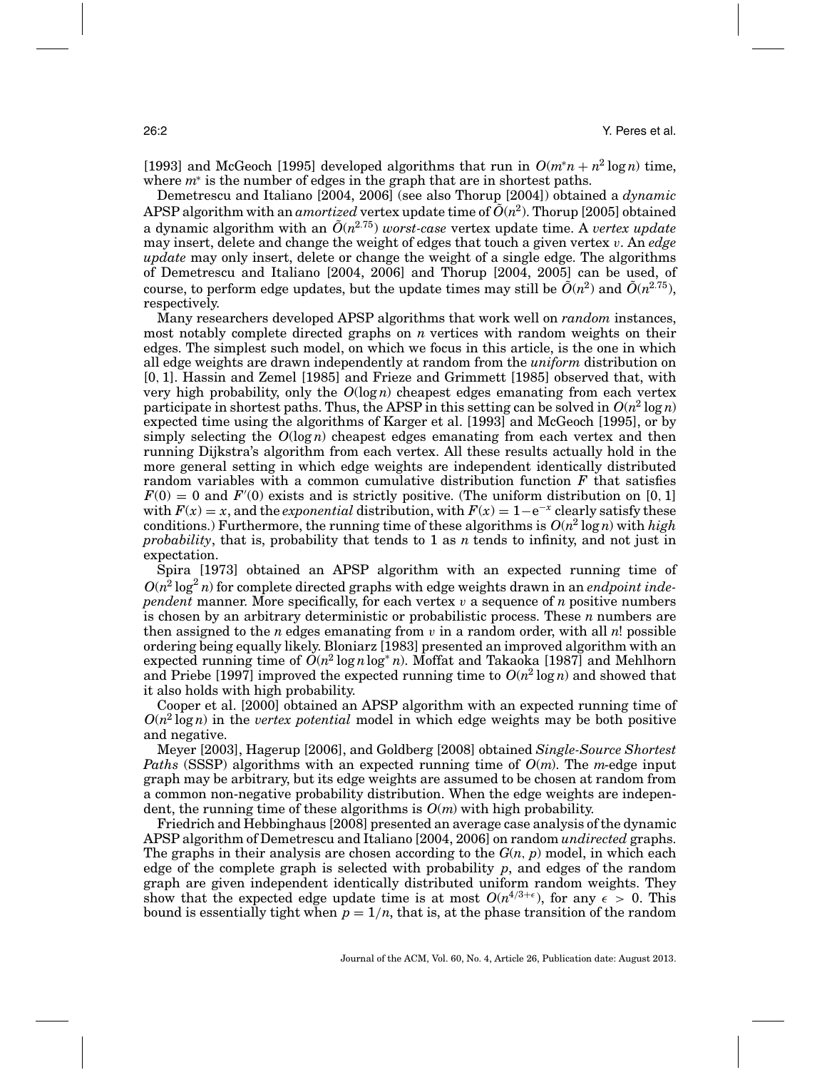[1993] and McGeoch [1995] developed algorithms that run in $O(m^*n + n^2 \log n)$ time, where $m^*$ is the number of edges in the graph that are in shortest paths.

Demetrescu and Italiano [2004, 2006] (see also Thorup [2004]) obtained a *dynamic* APSP algorithm with an *amortized* vertex update time of $\tilde{O}(n^2)$. Thorup [2005] obtained a dynamic algorithm with an $\tilde{O}(n^{2.75})$ *worst-case* vertex update time. A *vertex update* may insert, delete and change the weight of edges that touch a given vertex $v$. An *edge update* may only insert, delete or change the weight of a single edge. The algorithms of Demetrescu and Italiano [2004, 2006] and Thorup [2004, 2005] can be used, of course, to perform edge updates, but the update times may still be $\tilde{O}(n^2)$ and $\tilde{O}(n^{2.75})$, respectively.

Many researchers developed APSP algorithms that work well on *random* instances, most notably complete directed graphs on $n$ vertices with random weights on their edges. The simplest such model, on which we focus in this article, is the one in which all edge weights are drawn independently at random from the *uniform* distribution on $[0, 1]$. Hassin and Zemel [1985] and Frieze and Grimmett [1985] observed that, with very high probability, only the $O(\log n)$ cheapest edges emanating from each vertex participate in shortest paths. Thus, the APSP in this setting can be solved in $O(n^2 \log n)$ expected time using the algorithms of Karger et al. [1993] and McGeoch [1995], or by simply selecting the $O(\log n)$ cheapest edges emanating from each vertex and then running Dijkstra's algorithm from each vertex. All these results actually hold in the more general setting in which edge weights are independent identically distributed random variables with a common cumulative distribution function $F$ that satisfies $F(0) = 0$ and $F'(0)$ exists and is strictly positive. (The uniform distribution on $[0, 1]$ with $F(x) = x$, and the *exponential* distribution, with $F(x) = 1 - e^{-x}$ clearly satisfy these conditions.) Furthermore, the running time of these algorithms is $O(n^2 \log n)$ with *high probability*, that is, probability that tends to 1 as $n$ tends to infinity, and not just in expectation.

Spira [1973] obtained an APSP algorithm with an expected running time of $O(n^2 \log^2 n)$ for complete directed graphs with edge weights drawn in an *endpoint independent* manner. More specifically, for each vertex $v$ a sequence of $n$ positive numbers is chosen by an arbitrary deterministic or probabilistic process. These $n$ numbers are then assigned to the $n$ edges emanating from $v$ in a random order, with all $n!$ possible ordering being equally likely. Bloniarz [1983] presented an improved algorithm with an expected running time of $O(n^2 \log n \log^* n)$. Moffat and Takaoka [1987] and Mehlhorn and Priebe [1997] improved the expected running time to $O(n^2 \log n)$ and showed that it also holds with high probability.

Cooper et al. [2000] obtained an APSP algorithm with an expected running time of $O(n^2 \log n)$ in the *vertex potential* model in which edge weights may be both positive and negative.

Meyer [2003], Hagerup [2006], and Goldberg [2008] obtained *Single-Source Shortest Paths* (SSSP) algorithms with an expected running time of $O(m)$. The $m$-edge input graph may be arbitrary, but its edge weights are assumed to be chosen at random from a common non-negative probability distribution. When the edge weights are independent, the running time of these algorithms is $O(m)$ with high probability.

Friedrich and Hebbinghaus [2008] presented an average case analysis of the dynamic APSP algorithm of Demetrescu and Italiano [2004, 2006] on random *undirected* graphs. The graphs in their analysis are chosen according to the $G(n, p)$ model, in which each edge of the complete graph is selected with probability $p$, and edges of the random graph are given independent identically distributed uniform random weights. They show that the expected edge update time is at most $O(n^{4/3+\epsilon})$, for any $\epsilon > 0$. This bound is essentially tight when $p = 1/n$, that is, at the phase transition of the random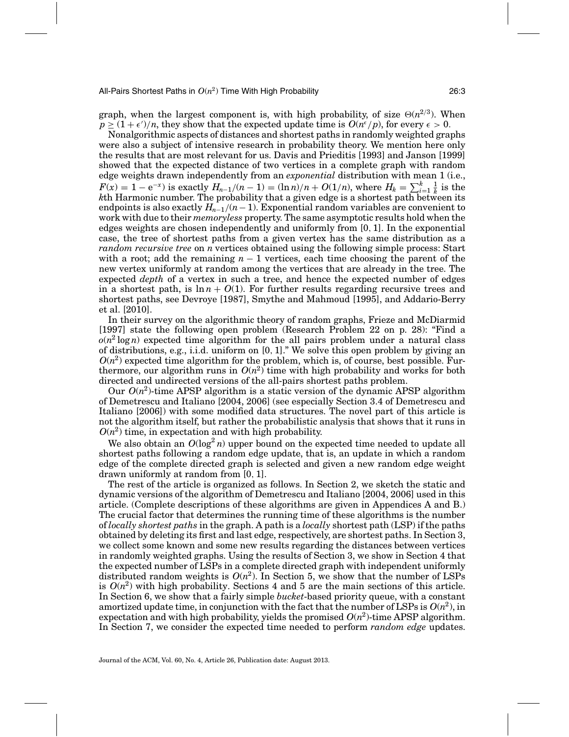graph, when the largest component is, with high probability, of size $\Theta(n^{2/3})$. When $p \geq (1+\epsilon')/n$, they show that the expected update time is $O(n^{\epsilon}/p)$, for every $\epsilon > 0$.

Nonalgorithmic aspects of distances and shortest paths in randomly weighted graphs were also a subject of intensive research in probability theory. We mention here only the results that are most relevant for us. Davis and Prieditis [1993] and Janson [1999] showed that the expected distance of two vertices in a complete graph with random edge weights drawn independently from an *exponential* distribution with mean 1 (i.e., $F(x) = 1 - \mathrm{e}^{-x}$) is exactly $H_{n-1}/(n-1) = (\ln n)/n + O(1/n)$, where $H_k = \sum_{i=1}^{k} \frac{1}{k}$ is the $k$th Harmonic number. The probability that a given edge is a shortest path between its endpoints is also exactly $H_{n-1}/(n-1)$. Exponential random variables are convenient to work with due to their *memoryless* property. The same asymptotic results hold when the edges weights are chosen independently and uniformly from $[0, 1]$. In the exponential case, the tree of shortest paths from a given vertex has the same distribution as a *random recursive tree* on $n$ vertices obtained using the following simple process: Start with a root; add the remaining $n-1$ vertices, each time choosing the parent of the new vertex uniformly at random among the vertices that are already in the tree. The expected *depth* of a vertex in such a tree, and hence the expected number of edges in a shortest path, is $\ln n + O(1)$. For further results regarding recursive trees and shortest paths, see Devroye [1987], Smythe and Mahmoud [1995], and Addario-Berry et al. [2010].

In their survey on the algorithmic theory of random graphs, Frieze and McDiarmid [1997] state the following open problem (Research Problem 22 on p. 28): "Find a $o(n^2 \log n)$ expected time algorithm for the all pairs problem under a natural class of distributions, e.g., i.i.d. uniform on $[0, 1]$." We solve this open problem by giving an $O(n^2)$ expected time algorithm for the problem, which is, of course, best possible. Furthermore, our algorithm runs in $O(n^2)$ time with high probability and works for both directed and undirected versions of the all-pairs shortest paths problem.

Our $O(n^2)$-time APSP algorithm is a static version of the dynamic APSP algorithm of Demetrescu and Italiano [2004, 2006] (see especially Section 3.4 of Demetrescu and Italiano [2006]) with some modified data structures. The novel part of this article is not the algorithm itself, but rather the probabilistic analysis that shows that it runs in $O(n^2)$ time, in expectation and with high probability.

We also obtain an $O(\log^2 n)$ upper bound on the expected time needed to update all shortest paths following a random edge update, that is, an update in which a random edge of the complete directed graph is selected and given a new random edge weight drawn uniformly at random from $[0, 1]$.

The rest of the article is organized as follows. In Section 2, we sketch the static and dynamic versions of the algorithm of Demetrescu and Italiano [2004, 2006] used in this article. (Complete descriptions of these algorithms are given in Appendices A and B.) The crucial factor that determines the running time of these algorithms is the number of *locally shortest paths* in the graph. A path is a *locally* shortest path (LSP) if the paths obtained by deleting its first and last edge, respectively, are shortest paths. In Section 3, we collect some known and some new results regarding the distances between vertices in randomly weighted graphs. Using the results of Section 3, we show in Section 4 that the expected number of LSPs in a complete directed graph with independent uniformly distributed random weights is $O(n^2)$. In Section 5, we show that the number of LSPs is $O(n^2)$ with high probability. Sections 4 and 5 are the main sections of this article. In Section 6, we show that a fairly simple *bucket*-based priority queue, with a constant amortized update time, in conjunction with the fact that the number of LSPs is $O(n^2)$, in expectation and with high probability, yields the promised $O(n^2)$-time APSP algorithm. In Section 7, we consider the expected time needed to perform *random edge* updates.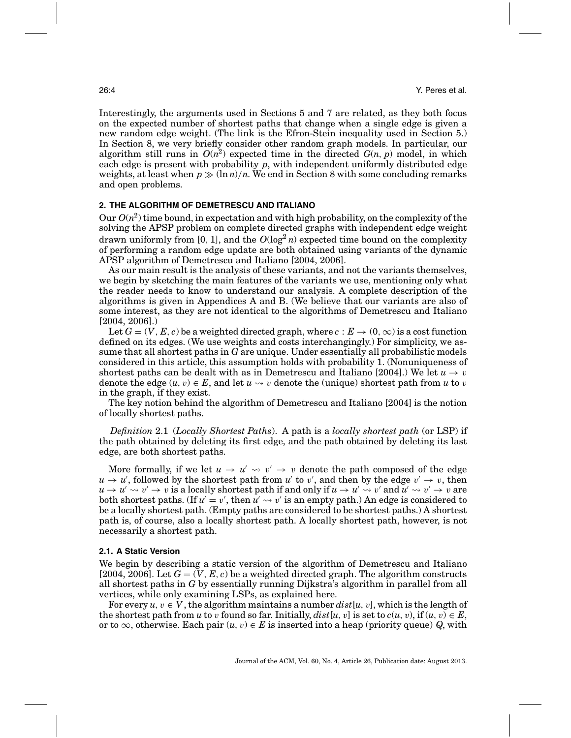Interestingly, the arguments used in Sections 5 and 7 are related, as they both focus on the expected number of shortest paths that change when a single edge is given a new random edge weight. (The link is the Efron-Stein inequality used in Section 5.) In Section 8, we very briefly consider other random graph models. In particular, our algorithm still runs in $O(n^2)$ expected time in the directed $G(n, p)$ model, in which each edge is present with probability $p$, with independent uniformly distributed edge weights, at least when $p \gg (\ln n)/n$. We end in Section 8 with some concluding remarks and open problems.

## 2. THE ALGORITHM OF DEMETRESCU AND ITALIANO

Our $O(n^2)$ time bound, in expectation and with high probability, on the complexity of the solving the APSP problem on complete directed graphs with independent edge weight drawn uniformly from [0, 1], and the $O(\log^2 n)$ expected time bound on the complexity of performing a random edge update are both obtained using variants of the dynamic APSP algorithm of Demetrescu and Italiano [2004, 2006].

As our main result is the analysis of these variants, and not the variants themselves, we begin by sketching the main features of the variants we use, mentioning only what the reader needs to know to understand our analysis. A complete description of the algorithms is given in Appendices A and B. (We believe that our variants are also of some interest, as they are not identical to the algorithms of Demetrescu and Italiano [2004, 2006].)

Let $G = (V, E, c)$ be a weighted directed graph, where $c : E \to (0, \infty)$ is a cost function defined on its edges. (We use weights and costs interchangingly.) For simplicity, we assume that all shortest paths in $G$ are unique. Under essentially all probabilistic models considered in this article, this assumption holds with probability 1. (Nonuniqueness of shortest paths can be dealt with as in Demetrescu and Italiano [2004].) We let $u \to v$ denote the edge $(u, v) \in E$, and let $u \rightsquigarrow v$ denote the (unique) shortest path from $u$ to $v$ in the graph, if they exist.

The key notion behind the algorithm of Demetrescu and Italiano [2004] is the notion of locally shortest paths.

*Definition* 2.1 (*Locally Shortest Paths*). A path is a *locally shortest path* (or LSP) if the path obtained by deleting its first edge, and the path obtained by deleting its last edge, are both shortest paths.

More formally, if we let $u \to u' \rightsquigarrow v' \to v$ denote the path composed of the edge $u \to u'$, followed by the shortest path from $u'$ to $v'$, and then by the edge $v' \to v$, then $u \to u' \rightsquigarrow v' \to v$ is a locally shortest path if and only if $u \to u' \rightsquigarrow v'$ and $u' \rightsquigarrow v' \to v$ are both shortest paths. (If $u' = v'$, then $u' \rightsquigarrow v'$ is an empty path.) An edge is considered to be a locally shortest path. (Empty paths are considered to be shortest paths.) A shortest path is, of course, also a locally shortest path. A locally shortest path, however, is not necessarily a shortest path.

### 2.1. A Static Version

We begin by describing a static version of the algorithm of Demetrescu and Italiano [2004, 2006]. Let $G = (V, E, c)$ be a weighted directed graph. The algorithm constructs all shortest paths in $G$ by essentially running Dijkstra's algorithm in parallel from all vertices, while only examining LSPs, as explained here.

For every $u, v \in V$, the algorithm maintains a number $dist[u, v]$, which is the length of the shortest path from $u$ to $v$ found so far. Initially, $dist[u, v]$ is set to $c(u, v)$, if $(u, v) \in E$, or to $\infty$, otherwise. Each pair $(u, v) \in E$ is inserted into a heap (priority queue) $Q$, with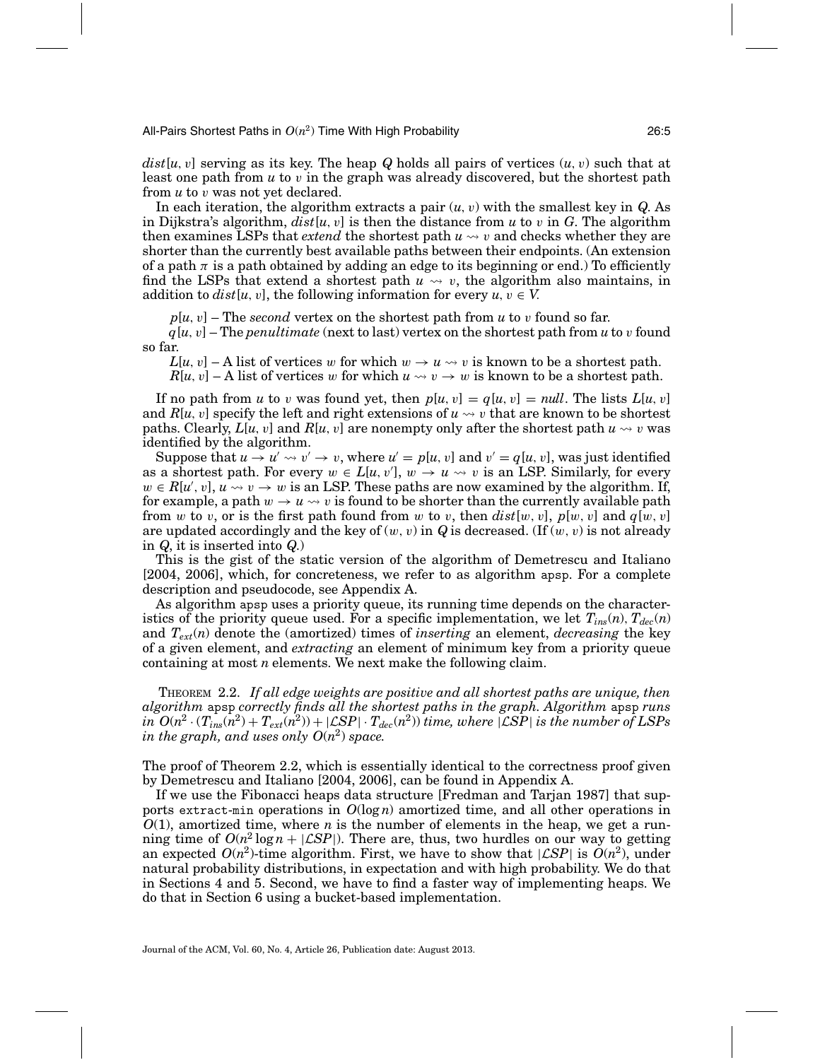$dist[u, v]$ serving as its key. The heap $Q$ holds all pairs of vertices $(u, v)$ such that at least one path from $u$ to $v$ in the graph was already discovered, but the shortest path from $u$ to $v$ was not yet declared.

In each iteration, the algorithm extracts a pair $(u, v)$ with the smallest key in $Q$. As in Dijkstra's algorithm, $dist[u, v]$ is then the distance from $u$ to $v$ in $G$. The algorithm then examines LSPs that *extend* the shortest path $u \rightsquigarrow v$ and checks whether they are shorter than the currently best available paths between their endpoints. (An extension of a path $\pi$ is a path obtained by adding an edge to its beginning or end.) To efficiently find the LSPs that extend a shortest path $u \rightsquigarrow v$, the algorithm also maintains, in addition to $dist[u, v]$, the following information for every $u, v \in V$.

$p[u, v]$ – The *second* vertex on the shortest path from $u$ to $v$ found so far.

$q[u, v]$ – The *penultimate* (next to last) vertex on the shortest path from $u$ to $v$ found so far.

$L[u, v]$ – A list of vertices $w$ for which $w \rightarrow u \rightsquigarrow v$ is known to be a shortest path.

$R[u, v]$ – A list of vertices $w$ for which $u \rightsquigarrow v \rightarrow w$ is known to be a shortest path.

If no path from $u$ to $v$ was found yet, then $p[u, v] = q[u, v] = null$. The lists $L[u, v]$ and $R[u, v]$ specify the left and right extensions of $u \rightsquigarrow v$ that are known to be shortest paths. Clearly, $L[u, v]$ and $R[u, v]$ are nonempty only after the shortest path $u \rightsquigarrow v$ was identified by the algorithm.

Suppose that $u \rightarrow u' \rightsquigarrow v' \rightarrow v$, where $u' = p[u, v]$ and $v' = q[u, v]$, was just identified as a shortest path. For every $w \in L[u, v']$, $w \rightarrow u \rightsquigarrow v$ is an LSP. Similarly, for every $w \in R[u', v]$, $u \rightsquigarrow v \rightarrow w$ is an LSP. These paths are now examined by the algorithm. If, for example, a path $w \rightarrow u \rightsquigarrow v$ is found to be shorter than the currently available path from $w$ to $v$, or is the first path found from $w$ to $v$, then $dist[w, v]$, $p[w, v]$ and $q[w, v]$ are updated accordingly and the key of $(w, v)$ in $Q$ is decreased. (If $(w, v)$ is not already in $Q$, it is inserted into $Q$.)

This is the gist of the static version of the algorithm of Demetrescu and Italiano [2004, 2006], which, for concreteness, we refer to as algorithm apsp. For a complete description and pseudocode, see Appendix A.

As algorithm apsp uses a priority queue, its running time depends on the characteristics of the priority queue used. For a specific implementation, we let $T_{ins}(n)$, $T_{dec}(n)$ and $T_{ext}(n)$ denote the (amortized) times of *inserting* an element, *decreasing* the key of a given element, and *extracting* an element of minimum key from a priority queue containing at most $n$ elements. We next make the following claim.

THEOREM 2.2. *If all edge weights are positive and all shortest paths are unique, then algorithm* apsp *correctly finds all the shortest paths in the graph. Algorithm* apsp *runs in* $O(n^2 \cdot (T_{ins}(n^2) + T_{ext}(n^2)) + |\mathcal{LSP}| \cdot T_{dec}(n^2))$ *time, where* $|\mathcal{LSP}|$ *is the number of LSPs in the graph, and uses only* $O(n^2)$ *space.*

The proof of Theorem 2.2, which is essentially identical to the correctness proof given by Demetrescu and Italiano [2004, 2006], can be found in Appendix A.

If we use the Fibonacci heaps data structure [Fredman and Tarjan 1987] that supports extract-min operations in $O(\log n)$ amortized time, and all other operations in $O(1)$, amortized time, where $n$ is the number of elements in the heap, we get a running time of $O(n^2 \log n + |\mathcal{LSP}|)$. There are, thus, two hurdles on our way to getting an expected $O(n^2)$-time algorithm. First, we have to show that $|\mathcal{LSP}|$ is $O(n^2)$, under natural probability distributions, in expectation and with high probability. We do that in Sections 4 and 5. Second, we have to find a faster way of implementing heaps. We do that in Section 6 using a bucket-based implementation.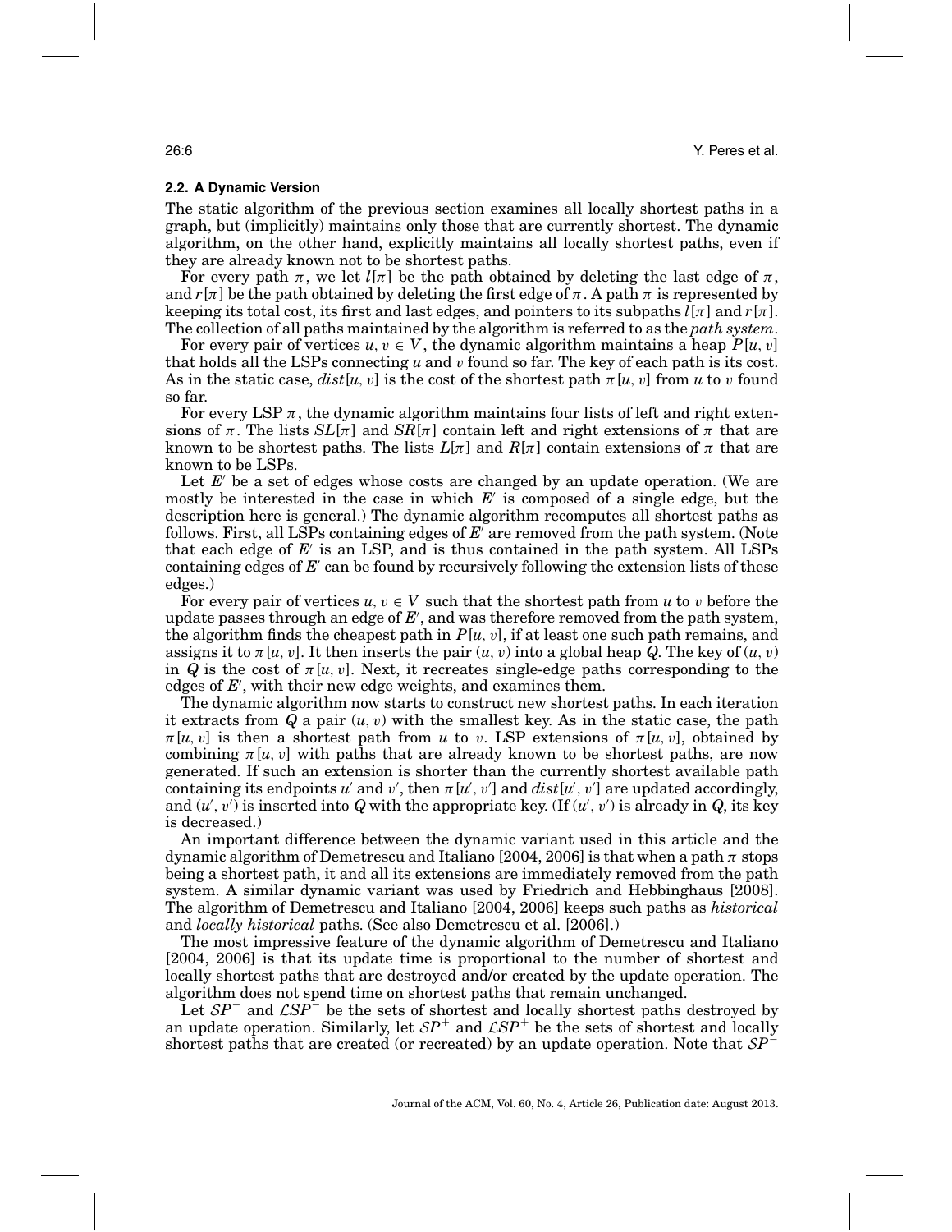### 2.2. A Dynamic Version

The static algorithm of the previous section examines all locally shortest paths in a graph, but (implicitly) maintains only those that are currently shortest. The dynamic algorithm, on the other hand, explicitly maintains all locally shortest paths, even if they are already known not to be shortest paths.

For every path $\pi$, we let $l[\pi]$ be the path obtained by deleting the last edge of $\pi$, and $r[\pi]$ be the path obtained by deleting the first edge of $\pi$. A path $\pi$ is represented by keeping its total cost, its first and last edges, and pointers to its subpaths $l[\pi]$ and $r[\pi]$. The collection of all paths maintained by the algorithm is referred to as the *path system*.

For every pair of vertices $u, v \in V$, the dynamic algorithm maintains a heap $P[u, v]$ that holds all the LSPs connecting $u$ and $v$ found so far. The key of each path is its cost. As in the static case, $dist[u, v]$ is the cost of the shortest path $\pi[u, v]$ from $u$ to $v$ found so far.

For every LSP $\pi$, the dynamic algorithm maintains four lists of left and right extensions of $\pi$. The lists $SL[\pi]$ and $SR[\pi]$ contain left and right extensions of $\pi$ that are known to be shortest paths. The lists $L[\pi]$ and $R[\pi]$ contain extensions of $\pi$ that are known to be LSPs.

Let $E'$ be a set of edges whose costs are changed by an update operation. (We are mostly be interested in the case in which $E'$ is composed of a single edge, but the description here is general.) The dynamic algorithm recomputes all shortest paths as follows. First, all LSPs containing edges of $E'$ are removed from the path system. (Note that each edge of $E'$ is an LSP, and is thus contained in the path system. All LSPs containing edges of $E'$ can be found by recursively following the extension lists of these edges.)

For every pair of vertices $u, v \in V$ such that the shortest path from $u$ to $v$ before the update passes through an edge of $E'$, and was therefore removed from the path system, the algorithm finds the cheapest path in $P[u, v]$, if at least one such path remains, and assigns it to $\pi[u, v]$. It then inserts the pair $(u, v)$ into a global heap $Q$. The key of $(u, v)$ in $Q$ is the cost of $\pi[u, v]$. Next, it recreates single-edge paths corresponding to the edges of $E'$, with their new edge weights, and examines them.

The dynamic algorithm now starts to construct new shortest paths. In each iteration it extracts from $Q$ a pair $(u, v)$ with the smallest key. As in the static case, the path $\pi[u, v]$ is then a shortest path from $u$ to $v$. LSP extensions of $\pi[u, v]$, obtained by combining $\pi[u, v]$ with paths that are already known to be shortest paths, are now generated. If such an extension is shorter than the currently shortest available path containing its endpoints $u'$ and $v'$, then $\pi[u', v']$ and $dist[u', v']$ are updated accordingly, and $(u', v')$ is inserted into $Q$ with the appropriate key. (If $(u', v')$ is already in $Q$, its key is decreased.)

An important difference between the dynamic variant used in this article and the dynamic algorithm of Demetrescu and Italiano [2004, 2006] is that when a path $\pi$ stops being a shortest path, it and all its extensions are immediately removed from the path system. A similar dynamic variant was used by Friedrich and Hebbinghaus [2008]. The algorithm of Demetrescu and Italiano [2004, 2006] keeps such paths as *historical* and *locally historical* paths. (See also Demetrescu et al. [2006].)

The most impressive feature of the dynamic algorithm of Demetrescu and Italiano [2004, 2006] is that its update time is proportional to the number of shortest and locally shortest paths that are destroyed and/or created by the update operation. The algorithm does not spend time on shortest paths that remain unchanged.

Let $\mathcal{SP}^-$ and $\mathcal{LSP}^-$ be the sets of shortest and locally shortest paths destroyed by an update operation. Similarly, let $\mathcal{SP}^+$ and $\mathcal{LSP}^+$ be the sets of shortest and locally shortest paths that are created (or recreated) by an update operation. Note that $\mathcal{SP}^-$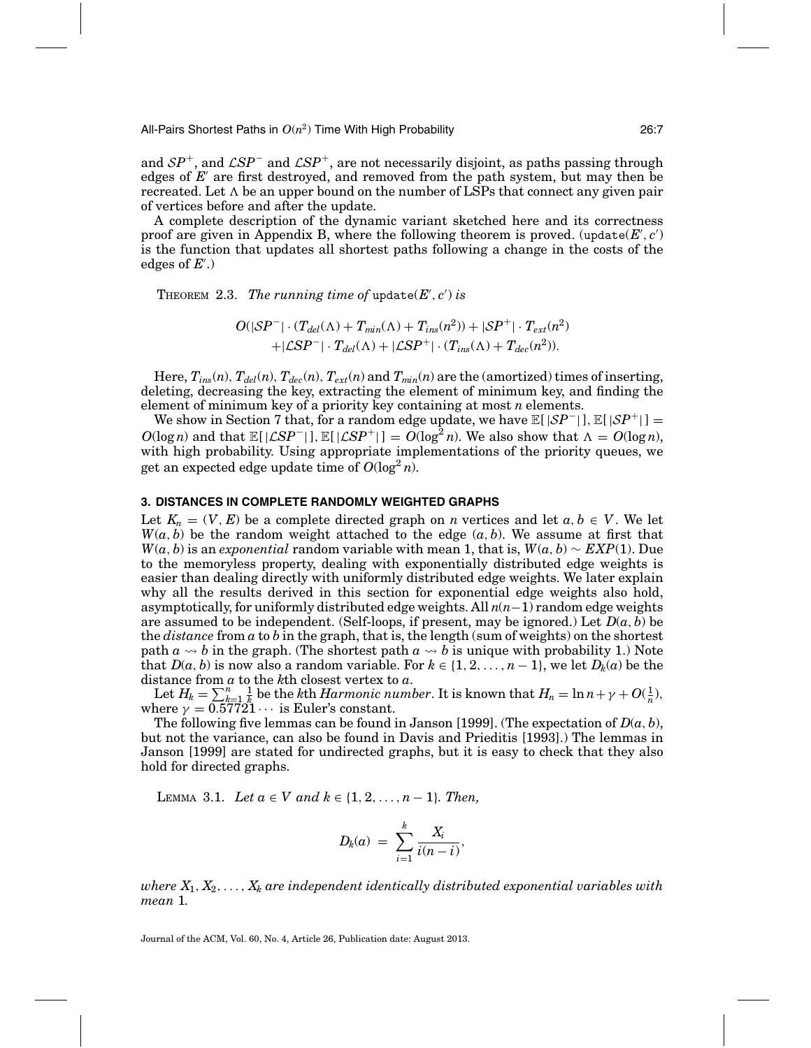and $\mathcal{SP}^+$, and $\mathcal{LSP}^-$ and $\mathcal{LSP}^+$, are not necessarily disjoint, as paths passing through edges of $E'$ are first destroyed, and removed from the path system, but may then be recreated. Let $\Lambda$ be an upper bound on the number of LSPs that connect any given pair of vertices before and after the update.

A complete description of the dynamic variant sketched here and its correctness proof are given in Appendix B, where the following theorem is proved. (update($E'$, $c'$) is the function that updates all shortest paths following a change in the costs of the edges of $E'$.)

THEOREM 2.3. *The running time of* update($E'$, $c'$) *is*

$$O(|\mathcal{SP}^-| \cdot (T_{del}(\Lambda) + T_{min}(\Lambda) + T_{ins}(n^2)) + |\mathcal{SP}^+| \cdot T_{ext}(n^2)$$
$$+ |\mathcal{LSP}^-| \cdot T_{del}(\Lambda) + |\mathcal{LSP}^+| \cdot (T_{ins}(\Lambda) + T_{dec}(n^2)).$$

Here, $T_{ins}(n)$, $T_{del}(n)$, $T_{dec}(n)$, $T_{ext}(n)$ and $T_{min}(n)$ are the (amortized) times of inserting, deleting, decreasing the key, extracting the element of minimum key, and finding the element of minimum key of a priority key containing at most $n$ elements.

We show in Section 7 that, for a random edge update, we have $\mathbb{E}[\,|\mathcal{SP}^-|\,], \mathbb{E}[\,|\mathcal{SP}^+|\,] = O(\log n)$ and that $\mathbb{E}[\,|\mathcal{LSP}^-|\,], \mathbb{E}[\,|\mathcal{LSP}^+|\,] = O(\log^2 n)$. We also show that $\Lambda = O(\log n)$, with high probability. Using appropriate implementations of the priority queues, we get an expected edge update time of $O(\log^2 n)$.

## 3. DISTANCES IN COMPLETE RANDOMLY WEIGHTED GRAPHS

Let $K_n = (V, E)$ be a complete directed graph on $n$ vertices and let $a, b \in V$. We let $W(a, b)$ be the random weight attached to the edge $(a, b)$. We assume at first that $W(a, b)$ is an *exponential* random variable with mean 1, that is, $W(a, b) \sim EXP(1)$. Due to the memoryless property, dealing with exponentially distributed edge weights is easier than dealing directly with uniformly distributed edge weights. We later explain why all the results derived in this section for exponential edge weights also hold, asymptotically, for uniformly distributed edge weights. All $n(n-1)$ random edge weights are assumed to be independent. (Self-loops, if present, may be ignored.) Let $D(a, b)$ be the *distance* from $a$ to $b$ in the graph, that is, the length (sum of weights) on the shortest path $a \rightsquigarrow b$ in the graph. (The shortest path $a \rightsquigarrow b$ is unique with probability 1.) Note that $D(a, b)$ is now also a random variable. For $k \in \{1, 2, \ldots, n-1\}$, we let $D_k(a)$ be the distance from $a$ to the $k$th closest vertex to $a$.

Let $H_k = \sum_{k=1}^{n} \frac{1}{k}$ be the $k$th *Harmonic number*. It is known that $H_n = \ln n + \gamma + O(\frac{1}{n})$, where $\gamma = 0.57721\cdots$ is Euler's constant.

The following five lemmas can be found in Janson [1999]. (The expectation of $D(a, b)$, but not the variance, can also be found in Davis and Prieditis [1993].) The lemmas in Janson [1999] are stated for undirected graphs, but it is easy to check that they also hold for directed graphs.

LEMMA 3.1. *Let $a \in V$ and $k \in \{1, 2, \ldots, n-1\}$. Then,*

$$D_k(a) \;=\; \sum_{i=1}^{k} \frac{X_i}{i(n-i)},$$

*where $X_1, X_2, \ldots, X_k$ are independent identically distributed exponential variables with mean 1.*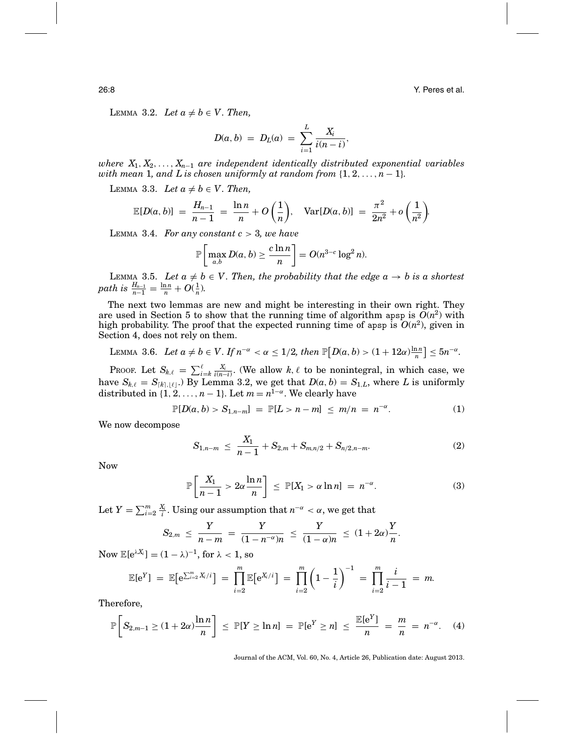LEMMA 3.2. *Let $a \neq b \in V$. Then,*

$$D(a,b) \;=\; D_L(a) \;=\; \sum_{i=1}^{L} \frac{X_i}{i(n-i)},$$

*where $X_1, X_2, \ldots, X_{n-1}$ are independent identically distributed exponential variables with mean 1, and $L$ is chosen uniformly at random from $\{1, 2, \ldots, n-1\}$.*

LEMMA 3.3. *Let $a \neq b \in V$. Then,*

$$\mathbb{E}[D(a,b)] \;=\; \frac{H_{n-1}}{n-1} \;=\; \frac{\ln n}{n} + O\left(\frac{1}{n}\right), \quad \mathrm{Var}[D(a,b)] \;=\; \frac{\pi^2}{2n^2} + o\left(\frac{1}{n^2}\right).$$

LEMMA 3.4. *For any constant $c > 3$, we have*

$$\mathbb{P}\left[\max_{a,b} D(a,b) \geq \frac{c \ln n}{n}\right] = O(n^{3-c} \log^2 n).$$

LEMMA 3.5. *Let $a \neq b \in V$. Then, the probability that the edge $a \to b$ is a shortest path is $\frac{H_{n-1}}{n-1} = \frac{\ln n}{n} + O(\frac{1}{n})$.*

The next two lemmas are new and might be interesting in their own right. They are used in Section 5 to show that the running time of algorithm apsp is $O(n^2)$ with high probability. The proof that the expected running time of apsp is $O(n^2)$, given in Section 4, does not rely on them.

LEMMA 3.6. *Let $a \neq b \in V$. If $n^{-\alpha} < \alpha \leq 1/2$, then $\mathbb{P}\big[D(a,b) > (1+12\alpha)\frac{\ln n}{n}\big] \leq 5n^{-\alpha}$.*

PROOF. Let $S_{k,\ell} = \sum_{i=k}^{\ell} \frac{X_i}{i(n-i)}$. (We allow $k, \ell$ to be nonintegral, in which case, we have $S_{k,\ell} = S_{\lceil k \rceil, \lfloor \ell \rfloor}$.) By Lemma 3.2, we get that $D(a,b) = S_{1,L}$, where $L$ is uniformly distributed in $\{1, 2, \ldots, n-1\}$. Let $m = n^{1-\alpha}$. We clearly have

$$\mathbb{P}[D(a,b) > S_{1,n-m}] \;=\; \mathbb{P}[L > n-m] \;\leq\; m/n \;=\; n^{-\alpha}. \tag{1}$$

We now decompose

$$S_{1,n-m} \;\leq\; \frac{X_1}{n-1} + S_{2,m} + S_{m,n/2} + S_{n/2,n-m}. \tag{2}$$

Now

$$\mathbb{P}\left[\frac{X_1}{n-1} > 2\alpha \frac{\ln n}{n}\right] \;\leq\; \mathbb{P}[X_1 > \alpha \ln n] \;=\; n^{-\alpha}. \tag{3}$$

Let $Y = \sum_{i=2}^{m} \frac{X_i}{i}$. Using our assumption that $n^{-\alpha} < \alpha$, we get that

$$S_{2,m} \;\leq\; \frac{Y}{n-m} \;=\; \frac{Y}{(1-n^{-\alpha})n} \;\leq\; \frac{Y}{(1-\alpha)n} \;\leq\; (1+2\alpha)\frac{Y}{n}.$$

Now $\mathbb{E}[e^{\lambda X_i}] = (1-\lambda)^{-1}$, for $\lambda < 1$, so

$$\mathbb{E}[e^Y] \;=\; \mathbb{E}\big[e^{\sum_{i=2}^{m} X_i/i}\big] \;=\; \prod_{i=2}^{m} \mathbb{E}\big[e^{X_i/i}\big] \;=\; \prod_{i=2}^{m}\left(1 - \frac{1}{i}\right)^{-1} \;=\; \prod_{i=2}^{m} \frac{i}{i-1} \;=\; m.$$

Therefore,

$$\mathbb{P}\left[S_{2,m-1} \geq (1+2\alpha)\frac{\ln n}{n}\right] \;\leq\; \mathbb{P}[Y \geq \ln n] \;=\; \mathbb{P}[e^Y \geq n] \;\leq\; \frac{\mathbb{E}[e^Y]}{n} \;=\; \frac{m}{n} \;=\; n^{-\alpha}. \tag{4}$$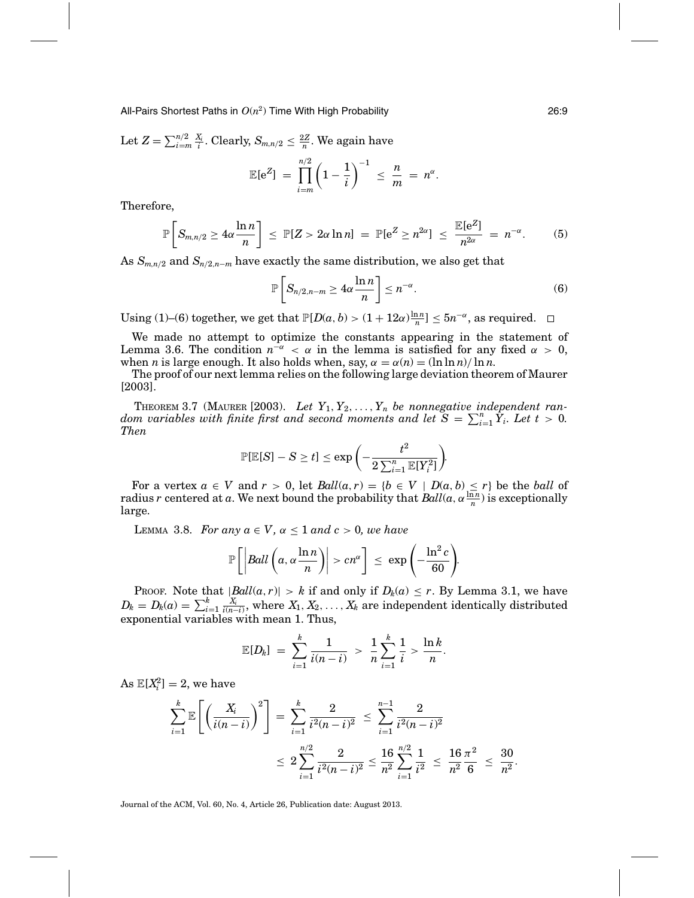Let $Z = \sum_{i=m}^{n/2} \frac{X_i}{i}$. Clearly, $S_{m,n/2} \leq \frac{2Z}{n}$. We again have

$$\mathbb{E}[e^Z] \;=\; \prod_{i=m}^{n/2} \left(1 - \frac{1}{i}\right)^{-1} \;\leq\; \frac{n}{m} \;=\; n^{\alpha}.$$

Therefore,

$$\mathbb{P}\left[S_{m,n/2} \geq 4\alpha \frac{\ln n}{n}\right] \;\leq\; \mathbb{P}[Z > 2\alpha \ln n] \;=\; \mathbb{P}[e^Z \geq n^{2\alpha}] \;\leq\; \frac{\mathbb{E}[e^Z]}{n^{2\alpha}} \;=\; n^{-\alpha}. \tag{5}$$

As $S_{m,n/2}$ and $S_{n/2,n-m}$ have exactly the same distribution, we also get that

$$\mathbb{P}\left[S_{n/2,n-m} \geq 4\alpha \frac{\ln n}{n}\right] \leq n^{-\alpha}. \tag{6}$$

Using (1)–(6) together, we get that $\mathbb{P}[D(a,b) > (1+12\alpha)\frac{\ln n}{n}] \leq 5n^{-\alpha}$, as required. $\square$

We made no attempt to optimize the constants appearing in the statement of Lemma 3.6. The condition $n^{-\alpha} < \alpha$ in the lemma is satisfied for any fixed $\alpha > 0$, when $n$ is large enough. It also holds when, say, $\alpha = \alpha(n) = (\ln \ln n)/\ln n$.

The proof of our next lemma relies on the following large deviation theorem of Maurer [2003].

THEOREM 3.7 (MAURER [2003]). *Let $Y_1, Y_2, \ldots, Y_n$ be nonnegative independent random variables with finite first and second moments and let $S = \sum_{i=1}^{n} Y_i$. Let $t > 0$. Then*

$$\mathbb{P}[\mathbb{E}[S] - S \geq t] \leq \exp\left(-\frac{t^2}{2\sum_{i=1}^{n} \mathbb{E}[Y_i^2]}\right).$$

For a vertex $a \in V$ and $r > 0$, let $Ball(a,r) = \{b \in V \mid D(a,b) \leq r\}$ be the *ball* of radius $r$ centered at $a$. We next bound the probability that $Ball(a, \alpha\frac{\ln n}{n})$ is exceptionally large.

LEMMA 3.8. *For any $a \in V$, $\alpha \leq 1$ and $c > 0$, we have*

$$\mathbb{P}\left[\left|Ball\left(a, \alpha\frac{\ln n}{n}\right)\right| > cn^{\alpha}\right] \;\leq\; \exp\left(-\frac{\ln^2 c}{60}\right).$$

PROOF. Note that $|Ball(a,r)| > k$ if and only if $D_k(a) \leq r$. By Lemma 3.1, we have $D_k = D_k(a) = \sum_{i=1}^{k} \frac{X_i}{i(n-i)}$, where $X_1, X_2, \ldots, X_k$ are independent identically distributed exponential variables with mean 1. Thus,

$$\mathbb{E}[D_k] \;=\; \sum_{i=1}^{k} \frac{1}{i(n-i)} \;>\; \frac{1}{n}\sum_{i=1}^{k}\frac{1}{i} > \frac{\ln k}{n}.$$

As $\mathbb{E}[X_i^2] = 2$, we have

$$\begin{aligned}
\sum_{i=1}^{k} \mathbb{E}\left[\left(\frac{X_i}{i(n-i)}\right)^2\right] \;&=\; \sum_{i=1}^{k} \frac{2}{i^2(n-i)^2} \;\leq\; \sum_{i=1}^{n-1} \frac{2}{i^2(n-i)^2} \\
&\leq\; 2\sum_{i=1}^{n/2} \frac{2}{i^2(n-i)^2} \leq \frac{16}{n^2}\sum_{i=1}^{n/2}\frac{1}{i^2} \;\leq\; \frac{16}{n^2}\frac{\pi^2}{6} \;\leq\; \frac{30}{n^2}.
\end{aligned}$$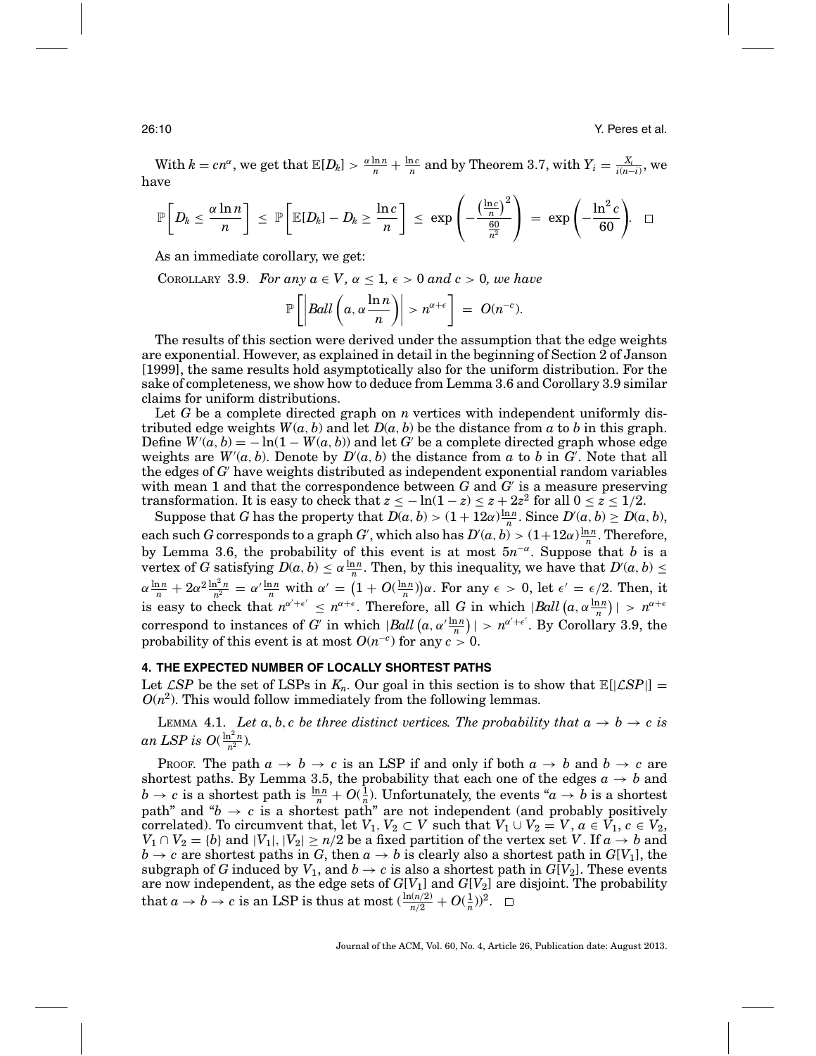With $k = cn^{\alpha}$, we get that $\mathbb{E}[D_k] > \frac{\alpha \ln n}{n} + \frac{\ln c}{n}$ and by Theorem 3.7, with $Y_i = \frac{X_i}{i(n-i)}$, we have

$$\mathbb{P}\left[ D_k \leq \frac{\alpha \ln n}{n} \right] \leq \mathbb{P}\left[ \mathbb{E}[D_k] - D_k \geq \frac{\ln c}{n} \right] \leq \exp\left( -\frac{\left(\frac{\ln c}{n}\right)^2}{\frac{60}{n^2}} \right) = \exp\left( -\frac{\ln^2 c}{60} \right). \quad \square$$

As an immediate corollary, we get:

COROLLARY 3.9. *For any $a \in V$, $\alpha \leq 1$, $\epsilon > 0$ and $c > 0$, we have*

$$\mathbb{P}\left[ \left| Ball\left(a, \alpha \frac{\ln n}{n}\right) \right| > n^{\alpha+\epsilon} \right] = O(n^{-c}).$$

The results of this section were derived under the assumption that the edge weights are exponential. However, as explained in detail in the beginning of Section 2 of Janson [1999], the same results hold asymptotically also for the uniform distribution. For the sake of completeness, we show how to deduce from Lemma 3.6 and Corollary 3.9 similar claims for uniform distributions.

Let $G$ be a complete directed graph on $n$ vertices with independent uniformly distributed edge weights $W(a, b)$ and let $D(a, b)$ be the distance from $a$ to $b$ in this graph. Define $W'(a, b) = -\ln(1 - W(a, b))$ and let $G'$ be a complete directed graph whose edge weights are $W'(a, b)$. Denote by $D'(a, b)$ the distance from $a$ to $b$ in $G'$. Note that all the edges of $G'$ have weights distributed as independent exponential random variables with mean 1 and that the correspondence between $G$ and $G'$ is a measure preserving transformation. It is easy to check that $z \leq -\ln(1 - z) \leq z + 2z^2$ for all $0 \leq z \leq 1/2$.

Suppose that $G$ has the property that $D(a, b) > (1 + 12\alpha)\frac{\ln n}{n}$. Since $D'(a, b) \geq D(a, b)$, each such $G$ corresponds to a graph $G'$, which also has $D'(a, b) > (1+12\alpha)\frac{\ln n}{n}$. Therefore, by Lemma 3.6, the probability of this event is at most $5n^{-\alpha}$. Suppose that $b$ is a vertex of $G$ satisfying $D(a, b) \leq \alpha \frac{\ln n}{n}$. Then, by this inequality, we have that $D'(a, b) \leq \alpha \frac{\ln n}{n} + 2\alpha^2 \frac{\ln^2 n}{n^2} = \alpha' \frac{\ln n}{n}$ with $\alpha' = \left(1 + O(\frac{\ln n}{n})\right)\alpha$. For any $\epsilon > 0$, let $\epsilon' = \epsilon/2$. Then, it is easy to check that $n^{\alpha'+\epsilon'} \leq n^{\alpha+\epsilon}$. Therefore, all $G$ in which $|Ball\left(a, \alpha \frac{\ln n}{n}\right)| > n^{\alpha+\epsilon}$ correspond to instances of $G'$ in which $|Ball\left(a, \alpha' \frac{\ln n}{n}\right)| > n^{\alpha'+\epsilon'}$. By Corollary 3.9, the probability of this event is at most $O(n^{-c})$ for any $c > 0$.

## 4. THE EXPECTED NUMBER OF LOCALLY SHORTEST PATHS

Let $\mathcal{LSP}$ be the set of LSPs in $K_n$. Our goal in this section is to show that $\mathbb{E}[|\mathcal{LSP}|] = O(n^2)$. This would follow immediately from the following lemmas.

LEMMA 4.1. *Let $a, b, c$ be three distinct vertices. The probability that $a \to b \to c$ is an LSP is $O(\frac{\ln^2 n}{n^2})$.*

PROOF. The path $a \to b \to c$ is an LSP if and only if both $a \to b$ and $b \to c$ are shortest paths. By Lemma 3.5, the probability that each one of the edges $a \to b$ and $b \to c$ is a shortest path is $\frac{\ln n}{n} + O(\frac{1}{n})$. Unfortunately, the events "$a \to b$ is a shortest path" and "$b \to c$ is a shortest path" are not independent (and probably positively correlated). To circumvent that, let $V_1, V_2 \subset V$ such that $V_1 \cup V_2 = V$, $a \in V_1$, $c \in V_2$, $V_1 \cap V_2 = \{b\}$ and $|V_1|, |V_2| \geq n/2$ be a fixed partition of the vertex set $V$. If $a \to b$ and $b \to c$ are shortest paths in $G$, then $a \to b$ is clearly also a shortest path in $G[V_1]$, the subgraph of $G$ induced by $V_1$, and $b \to c$ is also a shortest path in $G[V_2]$. These events are now independent, as the edge sets of $G[V_1]$ and $G[V_2]$ are disjoint. The probability that $a \to b \to c$ is an LSP is thus at most $(\frac{\ln(n/2)}{n/2} + O(\frac{1}{n}))^2$. $\square$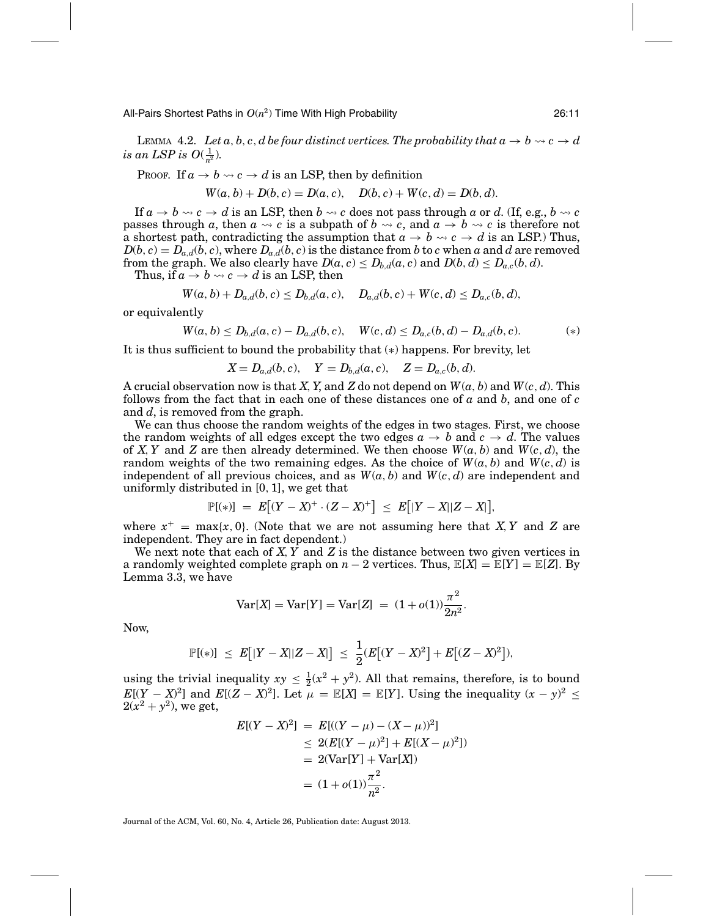LEMMA 4.2. *Let $a, b, c, d$ be four distinct vertices. The probability that $a \to b \rightsquigarrow c \to d$ is an LSP is $O(\frac{1}{n^2})$.*

PROOF. If $a \to b \rightsquigarrow c \to d$ is an LSP, then by definition

$$W(a,b) + D(b,c) = D(a,c), \quad D(b,c) + W(c,d) = D(b,d).$$

If $a \to b \rightsquigarrow c \to d$ is an LSP, then $b \rightsquigarrow c$ does not pass through $a$ or $d$. (If, e.g., $b \rightsquigarrow c$ passes through $a$, then $a \rightsquigarrow c$ is a subpath of $b \rightsquigarrow c$, and $a \to b \rightsquigarrow c$ is therefore not a shortest path, contradicting the assumption that $a \to b \rightsquigarrow c \to d$ is an LSP.) Thus, $D(b,c) = D_{a,d}(b,c)$, where $D_{a,d}(b,c)$ is the distance from $b$ to $c$ when $a$ and $d$ are removed from the graph. We also clearly have $D(a,c) \le D_{b,d}(a,c)$ and $D(b,d) \le D_{a,c}(b,d)$.

Thus, if $a \to b \rightsquigarrow c \to d$ is an LSP, then

$$W(a,b) + D_{a,d}(b,c) \le D_{b,d}(a,c), \quad D_{a,d}(b,c) + W(c,d) \le D_{a,c}(b,d),$$

or equivalently

$$W(a,b) \le D_{b,d}(a,c) - D_{a,d}(b,c), \quad W(c,d) \le D_{a,c}(b,d) - D_{a,d}(b,c). \qquad (*)$$

It is thus sufficient to bound the probability that $(*)$ happens. For brevity, let

$$X = D_{a,d}(b,c), \quad Y = D_{b,d}(a,c), \quad Z = D_{a,c}(b,d).$$

A crucial observation now is that $X, Y$, and $Z$ do not depend on $W(a,b)$ and $W(c,d)$. This follows from the fact that in each one of these distances one of $a$ and $b$, and one of $c$ and $d$, is removed from the graph.

We can thus choose the random weights of the edges in two stages. First, we choose the random weights of all edges except the two edges $a \to b$ and $c \to d$. The values of $X, Y$ and $Z$ are then already determined. We then choose $W(a,b)$ and $W(c,d)$, the random weights of the two remaining edges. As the choice of $W(a,b)$ and $W(c,d)$ is independent of all previous choices, and as $W(a,b)$ and $W(c,d)$ are independent and uniformly distributed in $[0,1]$, we get that

$$\mathbb{P}[(*)] = E\big[(Y-X)^+ \cdot (Z-X)^+\big] \le E\big[|Y-X||Z-X|\big],$$

where $x^+ = \max\{x, 0\}$. (Note that we are not assuming here that $X, Y$ and $Z$ are independent. They are in fact dependent.)

We next note that each of $X, Y$ and $Z$ is the distance between two given vertices in a randomly weighted complete graph on $n-2$ vertices. Thus, $\mathbb{E}[X] = \mathbb{E}[Y] = \mathbb{E}[Z]$. By Lemma 3.3, we have

$$\mathrm{Var}[X] = \mathrm{Var}[Y] = \mathrm{Var}[Z] = (1+o(1))\frac{\pi^2}{2n^2}.$$

Now,

$$\mathbb{P}[(*)] \le E\big[|Y-X||Z-X|\big] \le \frac{1}{2}\big(E\big[(Y-X)^2\big] + E\big[(Z-X)^2\big]\big),$$

using the trivial inequality $xy \le \frac{1}{2}(x^2 + y^2)$. All that remains, therefore, is to bound $E[(Y-X)^2]$ and $E[(Z-X)^2]$. Let $\mu = \mathbb{E}[X] = \mathbb{E}[Y]$. Using the inequality $(x-y)^2 \le 2(x^2+y^2)$, we get,

$$\begin{aligned}
E[(Y-X)^2] &= E[((Y-\mu) - (X-\mu))^2] \\
&\le 2(E[(Y-\mu)^2] + E[(X-\mu)^2]) \\
&= 2(\mathrm{Var}[Y] + \mathrm{Var}[X]) \\
&= (1+o(1))\frac{\pi^2}{n^2}.
\end{aligned}$$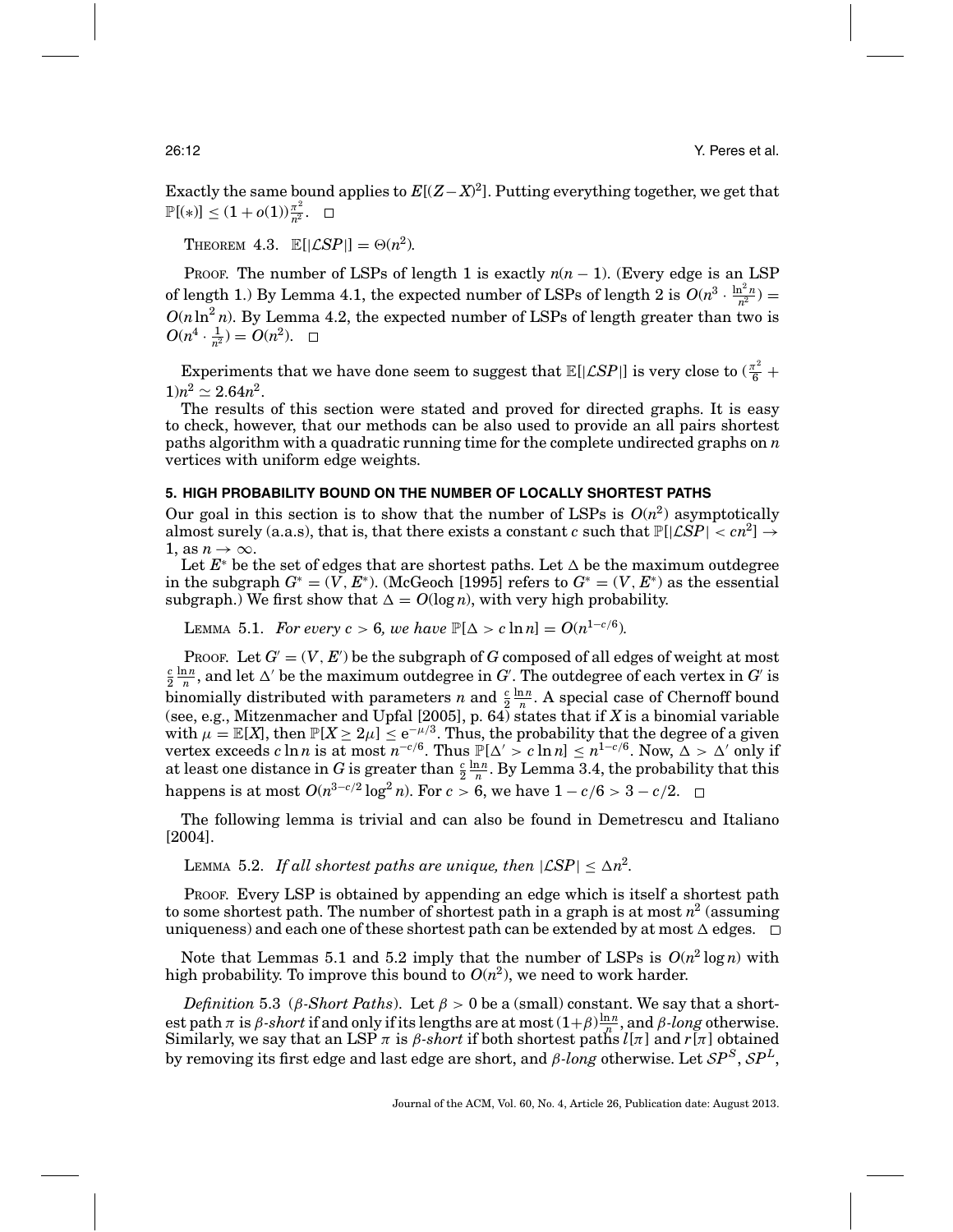Exactly the same bound applies to $E[(Z-X)^2]$. Putting everything together, we get that $\mathbb{P}[(*)] \leq (1+o(1))\frac{\pi^2}{n^2}$. $\square$

THEOREM 4.3. $\mathbb{E}[|\mathcal{LSP}|] = \Theta(n^2)$.

PROOF. The number of LSPs of length 1 is exactly $n(n-1)$. (Every edge is an LSP of length 1.) By Lemma 4.1, the expected number of LSPs of length 2 is $O(n^3 \cdot \frac{\ln^2 n}{n^2}) = O(n \ln^2 n)$. By Lemma 4.2, the expected number of LSPs of length greater than two is $O(n^4 \cdot \frac{1}{n^2}) = O(n^2)$. $\square$

Experiments that we have done seem to suggest that $\mathbb{E}[|\mathcal{LSP}|]$ is very close to $(\frac{\pi^2}{6}+1)n^2 \simeq 2.64n^2$.

The results of this section were stated and proved for directed graphs. It is easy to check, however, that our methods can be also used to provide an all pairs shortest paths algorithm with a quadratic running time for the complete undirected graphs on $n$ vertices with uniform edge weights.

## 5. HIGH PROBABILITY BOUND ON THE NUMBER OF LOCALLY SHORTEST PATHS

Our goal in this section is to show that the number of LSPs is $O(n^2)$ asymptotically almost surely (a.a.s), that is, that there exists a constant $c$ such that $\mathbb{P}[|\mathcal{LSP}| < cn^2] \to 1$, as $n \to \infty$.

Let $E^*$ be the set of edges that are shortest paths. Let $\Delta$ be the maximum outdegree in the subgraph $G^* = (V, E^*)$. (McGeoch [1995] refers to $G^* = (V, E^*)$ as the essential subgraph.) We first show that $\Delta = O(\log n)$, with very high probability.

LEMMA 5.1. *For every $c > 6$, we have $\mathbb{P}[\Delta > c \ln n] = O(n^{1-c/6})$.*

PROOF. Let $G' = (V, E')$ be the subgraph of $G$ composed of all edges of weight at most $\frac{c}{2}\frac{\ln n}{n}$, and let $\Delta'$ be the maximum outdegree in $G'$. The outdegree of each vertex in $G'$ is binomially distributed with parameters $n$ and $\frac{c}{2}\frac{\ln n}{n}$. A special case of Chernoff bound (see, e.g., Mitzenmacher and Upfal [2005], p. 64) states that if $X$ is a binomial variable with $\mu = \mathbb{E}[X]$, then $\mathbb{P}[X \geq 2\mu] \leq e^{-\mu/3}$. Thus, the probability that the degree of a given vertex exceeds $c \ln n$ is at most $n^{-c/6}$. Thus $\mathbb{P}[\Delta' > c \ln n] \leq n^{1-c/6}$. Now, $\Delta > \Delta'$ only if at least one distance in $G$ is greater than $\frac{c}{2}\frac{\ln n}{n}$. By Lemma 3.4, the probability that this happens is at most $O(n^{3-c/2} \log^2 n)$. For $c > 6$, we have $1 - c/6 > 3 - c/2$. $\square$

The following lemma is trivial and can also be found in Demetrescu and Italiano [2004].

LEMMA 5.2. *If all shortest paths are unique, then $|\mathcal{LSP}| \leq \Delta n^2$.*

PROOF. Every LSP is obtained by appending an edge which is itself a shortest path to some shortest path. The number of shortest path in a graph is at most $n^2$ (assuming uniqueness) and each one of these shortest path can be extended by at most $\Delta$ edges. $\square$

Note that Lemmas 5.1 and 5.2 imply that the number of LSPs is $O(n^2 \log n)$ with high probability. To improve this bound to $O(n^2)$, we need to work harder.

*Definition* 5.3 (*$\beta$-Short Paths*). Let $\beta > 0$ be a (small) constant. We say that a shortest path $\pi$ is *$\beta$-short* if and only if its lengths are at most $(1+\beta)\frac{\ln n}{n}$, and *$\beta$-long* otherwise. Similarly, we say that an LSP $\pi$ is *$\beta$-short* if both shortest paths $l[\pi]$ and $r[\pi]$ obtained by removing its first edge and last edge are short, and *$\beta$-long* otherwise. Let $\mathcal{SP}^S$, $\mathcal{SP}^L$,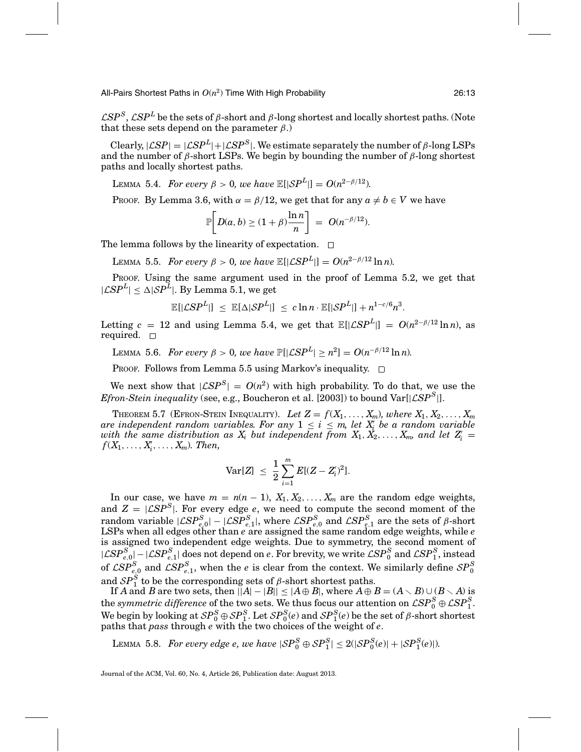$\mathcal{LSP}^S$, $\mathcal{LSP}^L$ be the sets of $\beta$-short and $\beta$-long shortest and locally shortest paths. (Note that these sets depend on the parameter $\beta$.)

Clearly, $|\mathcal{LSP}| = |\mathcal{LSP}^L| + |\mathcal{LSP}^S|$. We estimate separately the number of $\beta$-long LSPs and the number of $\beta$-short LSPs. We begin by bounding the number of $\beta$-long shortest paths and locally shortest paths.

LEMMA 5.4. *For every $\beta > 0$, we have $\mathbb{E}[|\mathcal{SP}^L|] = O(n^{2-\beta/12})$.*

PROOF. By Lemma 3.6, with $\alpha = \beta/12$, we get that for any $a \neq b \in V$ we have

$$\mathbb{P}\left[D(a,b) \geq (1+\beta)\frac{\ln n}{n}\right] \;=\; O(n^{-\beta/12}).$$

The lemma follows by the linearity of expectation. □

LEMMA 5.5. *For every $\beta > 0$, we have $\mathbb{E}[|\mathcal{LSP}^L|] = O(n^{2-\beta/12}\ln n)$.*

PROOF. Using the same argument used in the proof of Lemma 5.2, we get that $|\mathcal{LSP}^L| \leq \Delta|\mathcal{SP}^L|$. By Lemma 5.1, we get

$$\mathbb{E}[|\mathcal{LSP}^L|] \;\leq\; \mathbb{E}[\Delta|\mathcal{SP}^L|] \;\leq\; c\ln n \cdot \mathbb{E}[|\mathcal{SP}^L|] + n^{1-c/6}n^3.$$

Letting $c = 12$ and using Lemma 5.4, we get that $\mathbb{E}[|\mathcal{LSP}^L|] = O(n^{2-\beta/12}\ln n)$, as required. □

LEMMA 5.6. *For every $\beta > 0$, we have $\mathbb{P}[|\mathcal{LSP}^L| \geq n^2] = O(n^{-\beta/12}\ln n)$.*

PROOF. Follows from Lemma 5.5 using Markov's inequality. □

We next show that $|\mathcal{LSP}^S| = O(n^2)$ with high probability. To do that, we use the *Efron-Stein inequality* (see, e.g., Boucheron et al. [2003]) to bound $\mathrm{Var}[|\mathcal{LSP}^S|]$.

THEOREM 5.7 (EFRON-STEIN INEQUALITY). *Let $Z = f(X_1,\ldots,X_m)$, where $X_1, X_2, \ldots, X_m$ are independent random variables. For any $1 \leq i \leq m$, let $X_i'$ be a random variable with the same distribution as $X_i$ but independent from $X_1, X_2, \ldots, X_m$, and let $Z_i' = f(X_1,\ldots,X_i',\ldots,X_m)$. Then,*

$$\mathrm{Var}[Z] \;\leq\; \frac{1}{2}\sum_{i=1}^{m} E[(Z-Z_i')^2].$$

In our case, we have $m = n(n-1)$, $X_1, X_2, \ldots, X_m$ are the random edge weights, and $Z = |\mathcal{LSP}^S|$. For every edge $e$, we need to compute the second moment of the random variable $|\mathcal{LSP}^S_{e,0}| - |\mathcal{LSP}^S_{e,1}|$, where $\mathcal{LSP}^S_{e,0}$ and $\mathcal{LSP}^S_{e,1}$ are the sets of $\beta$-short LSPs when all edges other than $e$ are assigned the same random edge weights, while $e$ is assigned two independent edge weights. Due to symmetry, the second moment of $|\mathcal{LSP}^S_{e,0}| - |\mathcal{LSP}^S_{e,1}|$ does not depend on $e$. For brevity, we write $\mathcal{LSP}^S_0$ and $\mathcal{LSP}^S_1$, instead of $\mathcal{LSP}^S_{e,0}$ and $\mathcal{LSP}^S_{e,1}$, when the $e$ is clear from the context. We similarly define $\mathcal{SP}^S_0$ and $\mathcal{SP}^S_1$ to be the corresponding sets of $\beta$-short shortest paths.

If $A$ and $B$ are two sets, then $||A| - |B|| \leq |A \oplus B|$, where $A \oplus B = (A \setminus B) \cup (B \setminus A)$ is the *symmetric difference* of the two sets. We thus focus our attention on $\mathcal{LSP}^S_0 \oplus \mathcal{LSP}^S_1$. We begin by looking at $\mathcal{SP}^S_0 \oplus \mathcal{SP}^S_1$. Let $\mathcal{SP}^S_0(e)$ and $\mathcal{SP}^S_1(e)$ be the set of $\beta$-short shortest paths that *pass* through $e$ with the two choices of the weight of $e$.

LEMMA 5.8. *For every edge $e$, we have $|\mathcal{SP}^S_0 \oplus \mathcal{SP}^S_1| \leq 2(|\mathcal{SP}^S_0(e)| + |\mathcal{SP}^S_1(e)|)$.*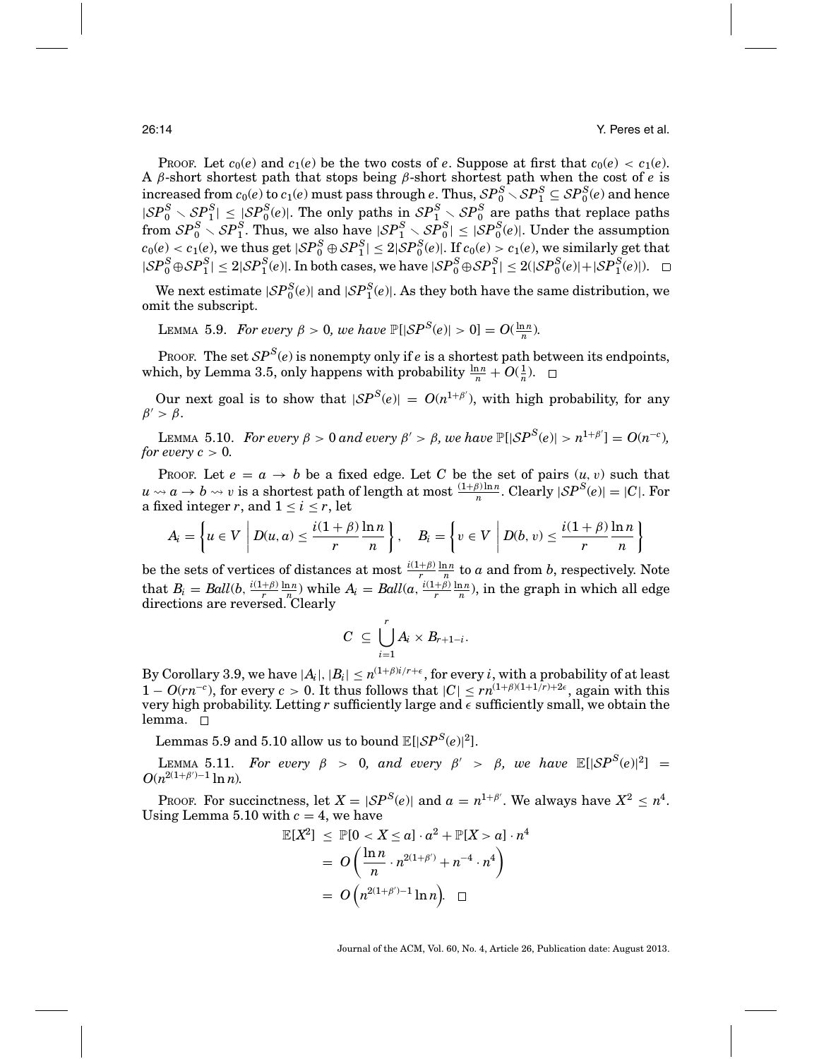PROOF. Let $c_0(e)$ and $c_1(e)$ be the two costs of $e$. Suppose at first that $c_0(e) < c_1(e)$. A $\beta$-short shortest path that stops being $\beta$-short shortest path when the cost of $e$ is increased from $c_0(e)$ to $c_1(e)$ must pass through $e$. Thus, $\mathcal{SP}_0^S \setminus \mathcal{SP}_1^S \subseteq \mathcal{SP}_0^S(e)$ and hence $|\mathcal{SP}_0^S \setminus \mathcal{SP}_1^S| \le |\mathcal{SP}_0^S(e)|$. The only paths in $\mathcal{SP}_1^S \setminus \mathcal{SP}_0^S$ are paths that replace paths from $\mathcal{SP}_0^S \setminus \mathcal{SP}_1^S$. Thus, we also have $|\mathcal{SP}_1^S \setminus \mathcal{SP}_0^S| \le |\mathcal{SP}_0^S(e)|$. Under the assumption $c_0(e) < c_1(e)$, we thus get $|\mathcal{SP}_0^S \oplus \mathcal{SP}_1^S| \le 2|\mathcal{SP}_0^S(e)|$. If $c_0(e) > c_1(e)$, we similarly get that $|\mathcal{SP}_0^S \oplus \mathcal{SP}_1^S| \le 2|\mathcal{SP}_1^S(e)|$. In both cases, we have $|\mathcal{SP}_0^S \oplus \mathcal{SP}_1^S| \le 2(|\mathcal{SP}_0^S(e)| + |\mathcal{SP}_1^S(e)|)$. $\square$

We next estimate $|\mathcal{SP}_0^S(e)|$ and $|\mathcal{SP}_1^S(e)|$. As they both have the same distribution, we omit the subscript.

LEMMA 5.9. *For every $\beta > 0$, we have $\mathbb{P}[|\mathcal{SP}^S(e)| > 0] = O(\frac{\ln n}{n})$.*

PROOF. The set $\mathcal{SP}^S(e)$ is nonempty only if $e$ is a shortest path between its endpoints, which, by Lemma 3.5, only happens with probability $\frac{\ln n}{n} + O(\frac{1}{n})$. $\square$

Our next goal is to show that $|\mathcal{SP}^S(e)| = O(n^{1+\beta'})$, with high probability, for any $\beta' > \beta$.

LEMMA 5.10. *For every $\beta > 0$ and every $\beta' > \beta$, we have $\mathbb{P}[|\mathcal{SP}^S(e)| > n^{1+\beta'}] = O(n^{-c})$, for every $c > 0$.*

PROOF. Let $e = a \to b$ be a fixed edge. Let $C$ be the set of pairs $(u, v)$ such that $u \leadsto a \to b \leadsto v$ is a shortest path of length at most $\frac{(1+\beta)\ln n}{n}$. Clearly $|\mathcal{SP}^S(e)| = |C|$. For a fixed integer $r$, and $1 \le i \le r$, let

$$A_i = \left\{ u \in V \;\middle|\; D(u, a) \le \frac{i(1+\beta)}{r}\frac{\ln n}{n} \right\}, \quad B_i = \left\{ v \in V \;\middle|\; D(b, v) \le \frac{i(1+\beta)}{r}\frac{\ln n}{n} \right\}$$

be the sets of vertices of distances at most $\frac{i(1+\beta)}{r}\frac{\ln n}{n}$ to $a$ and from $b$, respectively. Note that $B_i = Ball(b, \frac{i(1+\beta)}{r}\frac{\ln n}{n})$ while $A_i = Ball(a, \frac{i(1+\beta)}{r}\frac{\ln n}{n})$, in the graph in which all edge directions are reversed. Clearly

$$C \subseteq \bigcup_{i=1}^{r} A_i \times B_{r+1-i}.$$

By Corollary 3.9, we have $|A_i|, |B_i| \le n^{(1+\beta)i/r+\epsilon}$, for every $i$, with a probability of at least $1 - O(rn^{-c})$, for every $c > 0$. It thus follows that $|C| \le rn^{(1+\beta)(1+1/r)+2\epsilon}$, again with this very high probability. Letting $r$ sufficiently large and $\epsilon$ sufficiently small, we obtain the lemma. $\square$

Lemmas 5.9 and 5.10 allow us to bound $\mathbb{E}[|\mathcal{SP}^S(e)|^2]$.

LEMMA 5.11. *For every $\beta > 0$, and every $\beta' > \beta$, we have $\mathbb{E}[|\mathcal{SP}^S(e)|^2] = O(n^{2(1+\beta')-1}\ln n)$.*

PROOF. For succinctness, let $X = |\mathcal{SP}^S(e)|$ and $a = n^{1+\beta'}$. We always have $X^2 \le n^4$. Using Lemma 5.10 with $c = 4$, we have

$$\begin{aligned}
\mathbb{E}[X^2] &\le \mathbb{P}[0 < X \le a] \cdot a^2 + \mathbb{P}[X > a] \cdot n^4 \\
&= O\left(\frac{\ln n}{n} \cdot n^{2(1+\beta')} + n^{-4} \cdot n^4\right) \\
&= O\left(n^{2(1+\beta')-1}\ln n\right). \quad \square
\end{aligned}$$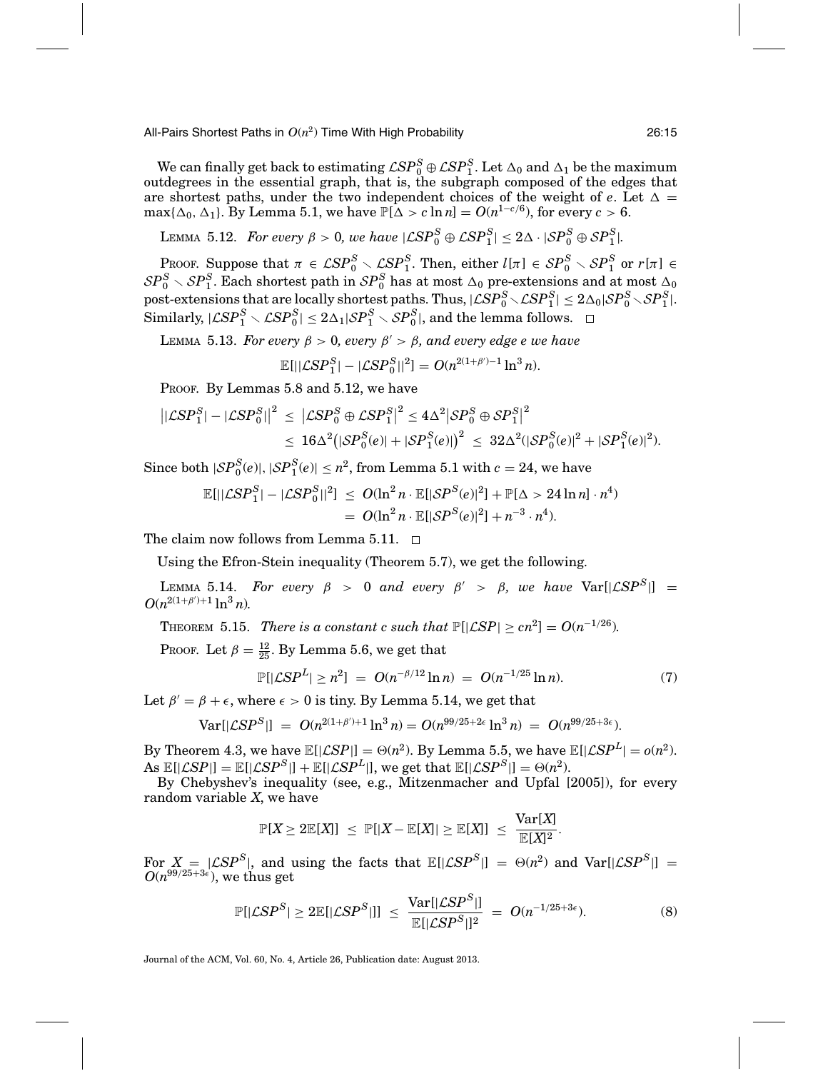We can finally get back to estimating $\mathcal{LSP}_0^S \oplus \mathcal{LSP}_1^S$. Let $\Delta_0$ and $\Delta_1$ be the maximum outdegrees in the essential graph, that is, the subgraph composed of the edges that are shortest paths, under the two independent choices of the weight of $e$. Let $\Delta = \max\{\Delta_0, \Delta_1\}$. By Lemma 5.1, we have $\mathbb{P}[\Delta > c \ln n] = O(n^{1-c/6})$, for every $c > 6$.

LEMMA 5.12. *For every $\beta > 0$, we have $|\mathcal{LSP}_0^S \oplus \mathcal{LSP}_1^S| \leq 2\Delta \cdot |\mathcal{SP}_0^S \oplus \mathcal{SP}_1^S|$.*

PROOF. Suppose that $\pi \in \mathcal{LSP}_0^S \setminus \mathcal{LSP}_1^S$. Then, either $l[\pi] \in \mathcal{SP}_0^S \setminus \mathcal{SP}_1^S$ or $r[\pi] \in \mathcal{SP}_0^S \setminus \mathcal{SP}_1^S$. Each shortest path in $\mathcal{SP}_0^S$ has at most $\Delta_0$ pre-extensions and at most $\Delta_0$ post-extensions that are locally shortest paths. Thus, $|\mathcal{LSP}_0^S \setminus \mathcal{LSP}_1^S| \leq 2\Delta_0 |\mathcal{SP}_0^S \setminus \mathcal{SP}_1^S|$. Similarly, $|\mathcal{LSP}_1^S \setminus \mathcal{LSP}_0^S| \leq 2\Delta_1 |\mathcal{SP}_1^S \setminus \mathcal{SP}_0^S|$, and the lemma follows. $\square$

LEMMA 5.13. *For every $\beta > 0$, every $\beta' > \beta$, and every edge $e$ we have*

$$\mathbb{E}[||\mathcal{LSP}_1^S| - |\mathcal{LSP}_0^S||^2] = O(n^{2(1+\beta')-1} \ln^3 n).$$

PROOF. By Lemmas 5.8 and 5.12, we have

$$\begin{aligned}
\left||\mathcal{LSP}_1^S| - |\mathcal{LSP}_0^S|\right|^2 &\leq \left|\mathcal{LSP}_0^S \oplus \mathcal{LSP}_1^S\right|^2 \leq 4\Delta^2 \left|\mathcal{SP}_0^S \oplus \mathcal{SP}_1^S\right|^2 \\
&\leq 16\Delta^2 \left(|\mathcal{SP}_0^S(e)| + |\mathcal{SP}_1^S(e)|\right)^2 \leq 32\Delta^2 (|\mathcal{SP}_0^S(e)|^2 + |\mathcal{SP}_1^S(e)|^2).
\end{aligned}$$

Since both $|\mathcal{SP}_0^S(e)|, |\mathcal{SP}_1^S(e)| \leq n^2$, from Lemma 5.1 with $c = 24$, we have

$$\begin{aligned}
\mathbb{E}[||\mathcal{LSP}_1^S| - |\mathcal{LSP}_0^S||^2] &\leq O(\ln^2 n \cdot \mathbb{E}[|\mathcal{SP}^S(e)|^2] + \mathbb{P}[\Delta > 24 \ln n] \cdot n^4) \\
&= O(\ln^2 n \cdot \mathbb{E}[|\mathcal{SP}^S(e)|^2] + n^{-3} \cdot n^4).
\end{aligned}$$

The claim now follows from Lemma 5.11. $\square$

Using the Efron-Stein inequality (Theorem 5.7), we get the following.

LEMMA 5.14. *For every $\beta > 0$ and every $\beta' > \beta$, we have $\mathrm{Var}[|\mathcal{LSP}^S|] = O(n^{2(1+\beta')+1} \ln^3 n)$.*

THEOREM 5.15. *There is a constant $c$ such that $\mathbb{P}[|\mathcal{LSP}| \geq cn^2] = O(n^{-1/26})$.*

PROOF. Let $\beta = \frac{12}{25}$. By Lemma 5.6, we get that

$$\mathbb{P}[|\mathcal{LSP}^L| \geq n^2] = O(n^{-\beta/12} \ln n) = O(n^{-1/25} \ln n). \tag{7}$$

Let $\beta' = \beta + \epsilon$, where $\epsilon > 0$ is tiny. By Lemma 5.14, we get that

$$\mathrm{Var}[|\mathcal{LSP}^S|] = O(n^{2(1+\beta')+1} \ln^3 n) = O(n^{99/25+2\epsilon} \ln^3 n) = O(n^{99/25+3\epsilon}).$$

By Theorem 4.3, we have $\mathbb{E}[|\mathcal{LSP}|] = \Theta(n^2)$. By Lemma 5.5, we have $\mathbb{E}[|\mathcal{LSP}^L| = o(n^2)$. As $\mathbb{E}[|\mathcal{LSP}|] = \mathbb{E}[|\mathcal{LSP}^S|] + \mathbb{E}[|\mathcal{LSP}^L|]$, we get that $\mathbb{E}[|\mathcal{LSP}^S|] = \Theta(n^2)$.

By Chebyshev's inequality (see, e.g., Mitzenmacher and Upfal [2005]), for every random variable $X$, we have

$$\mathbb{P}[X \geq 2\mathbb{E}[X]] \leq \mathbb{P}[|X - \mathbb{E}[X]| \geq \mathbb{E}[X]] \leq \frac{\mathrm{Var}[X]}{\mathbb{E}[X]^2}.$$

For $X = |\mathcal{LSP}^S|$, and using the facts that $\mathbb{E}[|\mathcal{LSP}^S|] = \Theta(n^2)$ and $\mathrm{Var}[|\mathcal{LSP}^S|] = O(n^{99/25+3\epsilon})$, we thus get

$$\mathbb{P}[|\mathcal{LSP}^S| \geq 2\mathbb{E}[|\mathcal{LSP}^S|]] \leq \frac{\mathrm{Var}[|\mathcal{LSP}^S|]}{\mathbb{E}[|\mathcal{LSP}^S|]^2} = O(n^{-1/25+3\epsilon}). \tag{8}$$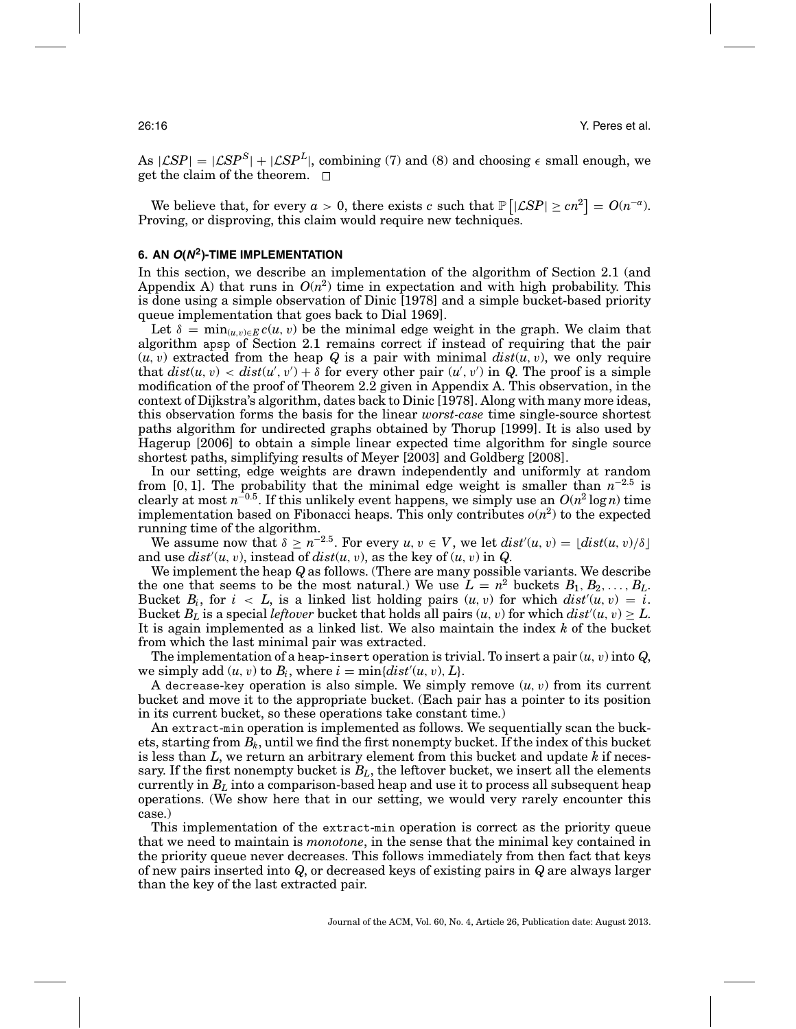As $|\mathcal{LSP}| = |\mathcal{LSP}^S| + |\mathcal{LSP}^L|$, combining (7) and (8) and choosing $\epsilon$ small enough, we get the claim of the theorem. □

We believe that, for every $a > 0$, there exists $c$ such that $\mathbb{P}\left[|\mathcal{LSP}| \geq cn^2\right] = O(n^{-a})$. Proving, or disproving, this claim would require new techniques.

## 6. AN $O(N^2)$-TIME IMPLEMENTATION

In this section, we describe an implementation of the algorithm of Section 2.1 (and Appendix A) that runs in $O(n^2)$ time in expectation and with high probability. This is done using a simple observation of Dinic [1978] and a simple bucket-based priority queue implementation that goes back to Dial 1969].

Let $\delta = \min_{(u,v)\in E} c(u, v)$ be the minimal edge weight in the graph. We claim that algorithm `apsp` of Section 2.1 remains correct if instead of requiring that the pair $(u, v)$ extracted from the heap $Q$ is a pair with minimal $dist(u, v)$, we only require that $dist(u, v) < dist(u', v') + \delta$ for every other pair $(u', v')$ in $Q$. The proof is a simple modification of the proof of Theorem 2.2 given in Appendix A. This observation, in the context of Dijkstra's algorithm, dates back to Dinic [1978]. Along with many more ideas, this observation forms the basis for the linear *worst-case* time single-source shortest paths algorithm for undirected graphs obtained by Thorup [1999]. It is also used by Hagerup [2006] to obtain a simple linear expected time algorithm for single source shortest paths, simplifying results of Meyer [2003] and Goldberg [2008].

In our setting, edge weights are drawn independently and uniformly at random from $[0, 1]$. The probability that the minimal edge weight is smaller than $n^{-2.5}$ is clearly at most $n^{-0.5}$. If this unlikely event happens, we simply use an $O(n^2 \log n)$ time implementation based on Fibonacci heaps. This only contributes $o(n^2)$ to the expected running time of the algorithm.

We assume now that $\delta \geq n^{-2.5}$. For every $u, v \in V$, we let $dist'(u, v) = \lfloor dist(u, v)/\delta \rfloor$ and use $dist'(u, v)$, instead of $dist(u, v)$, as the key of $(u, v)$ in $Q$.

We implement the heap $Q$ as follows. (There are many possible variants. We describe the one that seems to be the most natural.) We use $L = n^2$ buckets $B_1, B_2, \ldots, B_L$. Bucket $B_i$, for $i < L$, is a linked list holding pairs $(u, v)$ for which $dist'(u, v) = i$. Bucket $B_L$ is a special *leftover* bucket that holds all pairs $(u, v)$ for which $dist'(u, v) \geq L$. It is again implemented as a linked list. We also maintain the index $k$ of the bucket from which the last minimal pair was extracted.

The implementation of a `heap-insert` operation is trivial. To insert a pair $(u, v)$ into $Q$, we simply add $(u, v)$ to $B_i$, where $i = \min\{dist'(u, v), L\}$.

A `decrease-key` operation is also simple. We simply remove $(u, v)$ from its current bucket and move it to the appropriate bucket. (Each pair has a pointer to its position in its current bucket, so these operations take constant time.)

An `extract-min` operation is implemented as follows. We sequentially scan the buckets, starting from $B_k$, until we find the first nonempty bucket. If the index of this bucket is less than $L$, we return an arbitrary element from this bucket and update $k$ if necessary. If the first nonempty bucket is $B_L$, the leftover bucket, we insert all the elements currently in $B_L$ into a comparison-based heap and use it to process all subsequent heap operations. (We show here that in our setting, we would very rarely encounter this case.)

This implementation of the `extract-min` operation is correct as the priority queue that we need to maintain is *monotone*, in the sense that the minimal key contained in the priority queue never decreases. This follows immediately from then fact that keys of new pairs inserted into $Q$, or decreased keys of existing pairs in $Q$ are always larger than the key of the last extracted pair.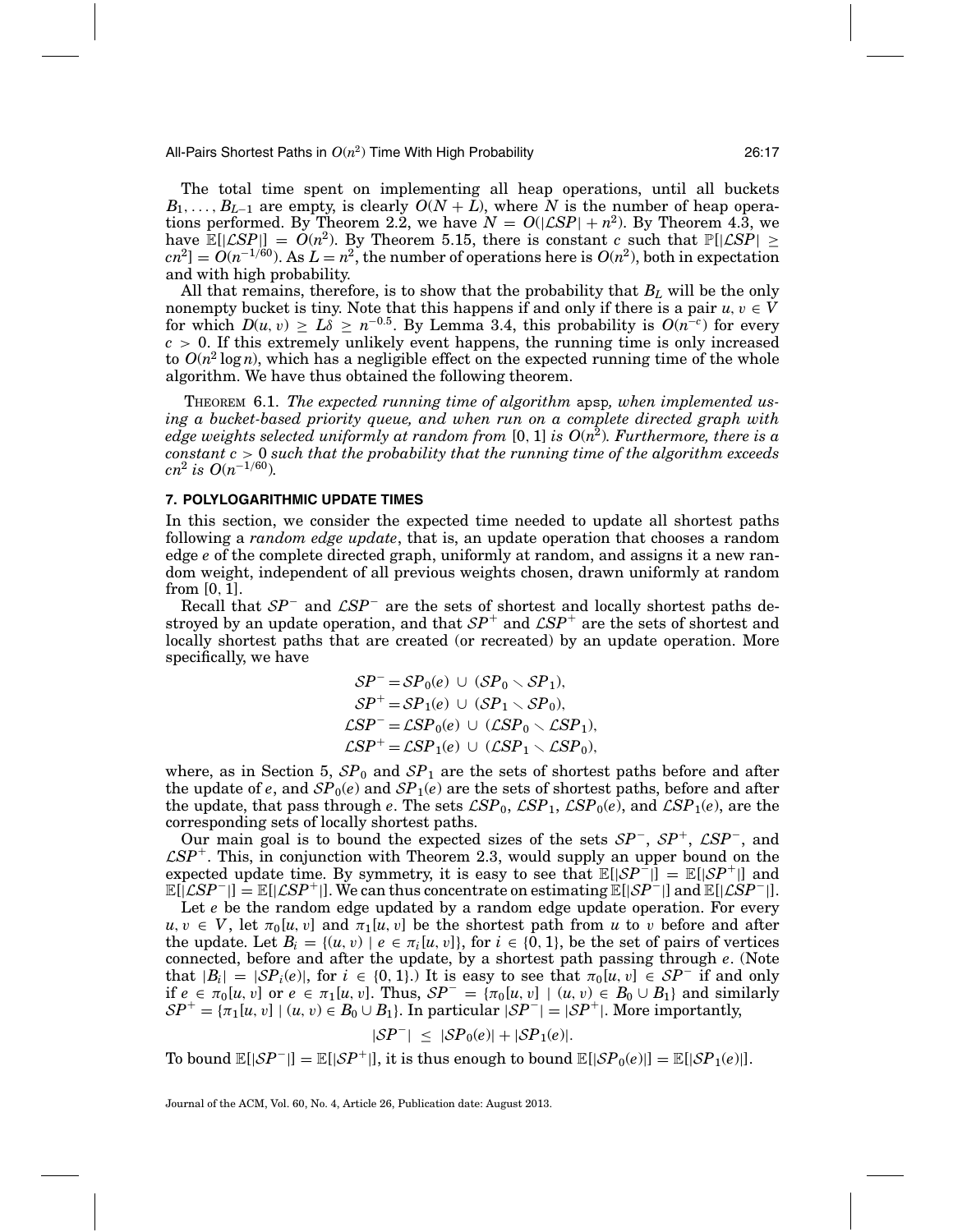The total time spent on implementing all heap operations, until all buckets $B_1, \ldots, B_{L-1}$ are empty, is clearly $O(N + L)$, where $N$ is the number of heap operations performed. By Theorem 2.2, we have $N = O(|\mathcal{LSP}| + n^2)$. By Theorem 4.3, we have $\mathbb{E}[|\mathcal{LSP}|] = O(n^2)$. By Theorem 5.15, there is constant $c$ such that $\mathbb{P}[|\mathcal{LSP}| \geq cn^2] = O(n^{-1/60})$. As $L = n^2$, the number of operations here is $O(n^2)$, both in expectation and with high probability.

All that remains, therefore, is to show that the probability that $B_L$ will be the only nonempty bucket is tiny. Note that this happens if and only if there is a pair $u, v \in V$ for which $D(u, v) \geq L\delta \geq n^{-0.5}$. By Lemma 3.4, this probability is $O(n^{-c})$ for every $c > 0$. If this extremely unlikely event happens, the running time is only increased to $O(n^2 \log n)$, which has a negligible effect on the expected running time of the whole algorithm. We have thus obtained the following theorem.

THEOREM 6.1. *The expected running time of algorithm* apsp*, when implemented using a bucket-based priority queue, and when run on a complete directed graph with edge weights selected uniformly at random from* $[0, 1]$ *is* $O(n^2)$*. Furthermore, there is a constant* $c > 0$ *such that the probability that the running time of the algorithm exceeds* $cn^2$ *is* $O(n^{-1/60})$*.*

## 7. POLYLOGARITHMIC UPDATE TIMES

In this section, we consider the expected time needed to update all shortest paths following a *random edge update*, that is, an update operation that chooses a random edge $e$ of the complete directed graph, uniformly at random, and assigns it a new random weight, independent of all previous weights chosen, drawn uniformly at random from $[0, 1]$.

Recall that $\mathcal{SP}^-$ and $\mathcal{LSP}^-$ are the sets of shortest and locally shortest paths destroyed by an update operation, and that $\mathcal{SP}^+$ and $\mathcal{LSP}^+$ are the sets of shortest and locally shortest paths that are created (or recreated) by an update operation. More specifically, we have

$$
\begin{aligned}
\mathcal{SP}^- &= \mathcal{SP}_0(e) \,\cup\, (\mathcal{SP}_0 \setminus \mathcal{SP}_1),\\
\mathcal{SP}^+ &= \mathcal{SP}_1(e) \,\cup\, (\mathcal{SP}_1 \setminus \mathcal{SP}_0),\\
\mathcal{LSP}^- &= \mathcal{LSP}_0(e) \,\cup\, (\mathcal{LSP}_0 \setminus \mathcal{LSP}_1),\\
\mathcal{LSP}^+ &= \mathcal{LSP}_1(e) \,\cup\, (\mathcal{LSP}_1 \setminus \mathcal{LSP}_0),
\end{aligned}
$$

where, as in Section 5, $\mathcal{SP}_0$ and $\mathcal{SP}_1$ are the sets of shortest paths before and after the update of $e$, and $\mathcal{SP}_0(e)$ and $\mathcal{SP}_1(e)$ are the sets of shortest paths, before and after the update, that pass through $e$. The sets $\mathcal{LSP}_0$, $\mathcal{LSP}_1$, $\mathcal{LSP}_0(e)$, and $\mathcal{LSP}_1(e)$, are the corresponding sets of locally shortest paths.

Our main goal is to bound the expected sizes of the sets $\mathcal{SP}^-$, $\mathcal{SP}^+$, $\mathcal{LSP}^-$, and $\mathcal{LSP}^+$. This, in conjunction with Theorem 2.3, would supply an upper bound on the expected update time. By symmetry, it is easy to see that $\mathbb{E}[|\mathcal{SP}^-|] = \mathbb{E}[|\mathcal{SP}^+|]$ and $\mathbb{E}[|\mathcal{LSP}^-|] = \mathbb{E}[|\mathcal{LSP}^+|]$. We can thus concentrate on estimating $\mathbb{E}[|\mathcal{SP}^-|]$ and $\mathbb{E}[|\mathcal{LSP}^-|]$.

Let $e$ be the random edge updated by a random edge update operation. For every $u, v \in V$, let $\pi_0[u, v]$ and $\pi_1[u, v]$ be the shortest path from $u$ to $v$ before and after the update. Let $B_i = \{(u, v) \mid e \in \pi_i[u, v]\}$, for $i \in \{0, 1\}$, be the set of pairs of vertices connected, before and after the update, by a shortest path passing through $e$. (Note that $|B_i| = |\mathcal{SP}_i(e)|$, for $i \in \{0, 1\}$.) It is easy to see that $\pi_0[u, v] \in \mathcal{SP}^-$ if and only if $e \in \pi_0[u, v]$ or $e \in \pi_1[u, v]$. Thus, $\mathcal{SP}^- = \{\pi_0[u, v] \mid (u, v) \in B_0 \cup B_1\}$ and similarly $\mathcal{SP}^+ = \{\pi_1[u, v] \mid (u, v) \in B_0 \cup B_1\}$. In particular $|\mathcal{SP}^-| = |\mathcal{SP}^+|$. More importantly,

$$|\mathcal{SP}^-| \;\leq\; |\mathcal{SP}_0(e)| + |\mathcal{SP}_1(e)|.$$

To bound $\mathbb{E}[|\mathcal{SP}^-|] = \mathbb{E}[|\mathcal{SP}^+|]$, it is thus enough to bound $\mathbb{E}[|\mathcal{SP}_0(e)|] = \mathbb{E}[|\mathcal{SP}_1(e)|]$.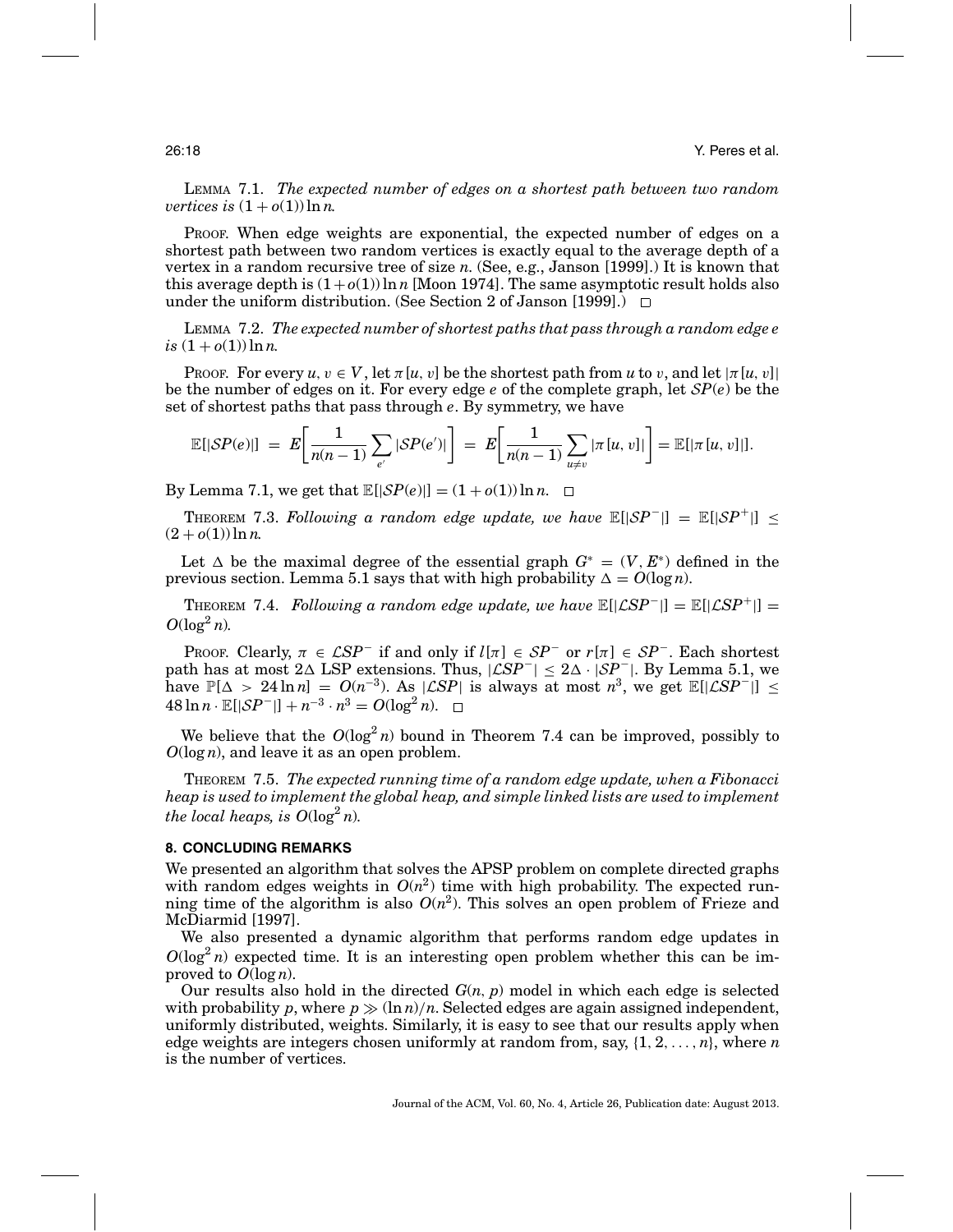LEMMA 7.1. *The expected number of edges on a shortest path between two random vertices is $(1 + o(1)) \ln n$.*

PROOF. When edge weights are exponential, the expected number of edges on a shortest path between two random vertices is exactly equal to the average depth of a vertex in a random recursive tree of size $n$. (See, e.g., Janson [1999].) It is known that this average depth is $(1+o(1)) \ln n$ [Moon 1974]. The same asymptotic result holds also under the uniform distribution. (See Section 2 of Janson [1999].) $\square$

LEMMA 7.2. *The expected number of shortest paths that pass through a random edge $e$ is $(1 + o(1)) \ln n$.*

PROOF. For every $u, v \in V$, let $\pi[u, v]$ be the shortest path from $u$ to $v$, and let $|\pi[u, v]|$ be the number of edges on it. For every edge $e$ of the complete graph, let $\mathcal{SP}(e)$ be the set of shortest paths that pass through $e$. By symmetry, we have

$$\mathbb{E}[|\mathcal{SP}(e)|] \;=\; E\left[\frac{1}{n(n-1)} \sum_{e'} |\mathcal{SP}(e')|\right] \;=\; E\left[\frac{1}{n(n-1)} \sum_{u \neq v} |\pi[u, v]|\right] = \mathbb{E}[|\pi[u, v]|].$$

By Lemma 7.1, we get that $\mathbb{E}[|\mathcal{SP}(e)|] = (1 + o(1)) \ln n$. $\square$

THEOREM 7.3. *Following a random edge update, we have $\mathbb{E}[|\mathcal{SP}^-|] = \mathbb{E}[|\mathcal{SP}^+|] \leq (2 + o(1)) \ln n$.*

Let $\Delta$ be the maximal degree of the essential graph $G^* = (V, E^*)$ defined in the previous section. Lemma 5.1 says that with high probability $\Delta = O(\log n)$.

THEOREM 7.4. *Following a random edge update, we have $\mathbb{E}[|\mathcal{LSP}^-|] = \mathbb{E}[|\mathcal{LSP}^+|] = O(\log^2 n)$.*

PROOF. Clearly, $\pi \in \mathcal{LSP}^-$ if and only if $l[\pi] \in \mathcal{SP}^-$ or $r[\pi] \in \mathcal{SP}^-$. Each shortest path has at most $2\Delta$ LSP extensions. Thus, $|\mathcal{LSP}^-| \leq 2\Delta \cdot |\mathcal{SP}^-|$. By Lemma 5.1, we have $\mathbb{P}[\Delta > 24 \ln n] = O(n^{-3})$. As $|\mathcal{LSP}|$ is always at most $n^3$, we get $\mathbb{E}[|\mathcal{LSP}^-|] \leq 48 \ln n \cdot \mathbb{E}[|\mathcal{SP}^-|] + n^{-3} \cdot n^3 = O(\log^2 n)$. $\square$

We believe that the $O(\log^2 n)$ bound in Theorem 7.4 can be improved, possibly to $O(\log n)$, and leave it as an open problem.

THEOREM 7.5. *The expected running time of a random edge update, when a Fibonacci heap is used to implement the global heap, and simple linked lists are used to implement the local heaps, is $O(\log^2 n)$.*

## 8. CONCLUDING REMARKS

We presented an algorithm that solves the APSP problem on complete directed graphs with random edges weights in $O(n^2)$ time with high probability. The expected running time of the algorithm is also $O(n^2)$. This solves an open problem of Frieze and McDiarmid [1997].

We also presented a dynamic algorithm that performs random edge updates in $O(\log^2 n)$ expected time. It is an interesting open problem whether this can be improved to $O(\log n)$.

Our results also hold in the directed $G(n, p)$ model in which each edge is selected with probability $p$, where $p \gg (\ln n)/n$. Selected edges are again assigned independent, uniformly distributed, weights. Similarly, it is easy to see that our results apply when edge weights are integers chosen uniformly at random from, say, $\{1, 2, \ldots, n\}$, where $n$ is the number of vertices.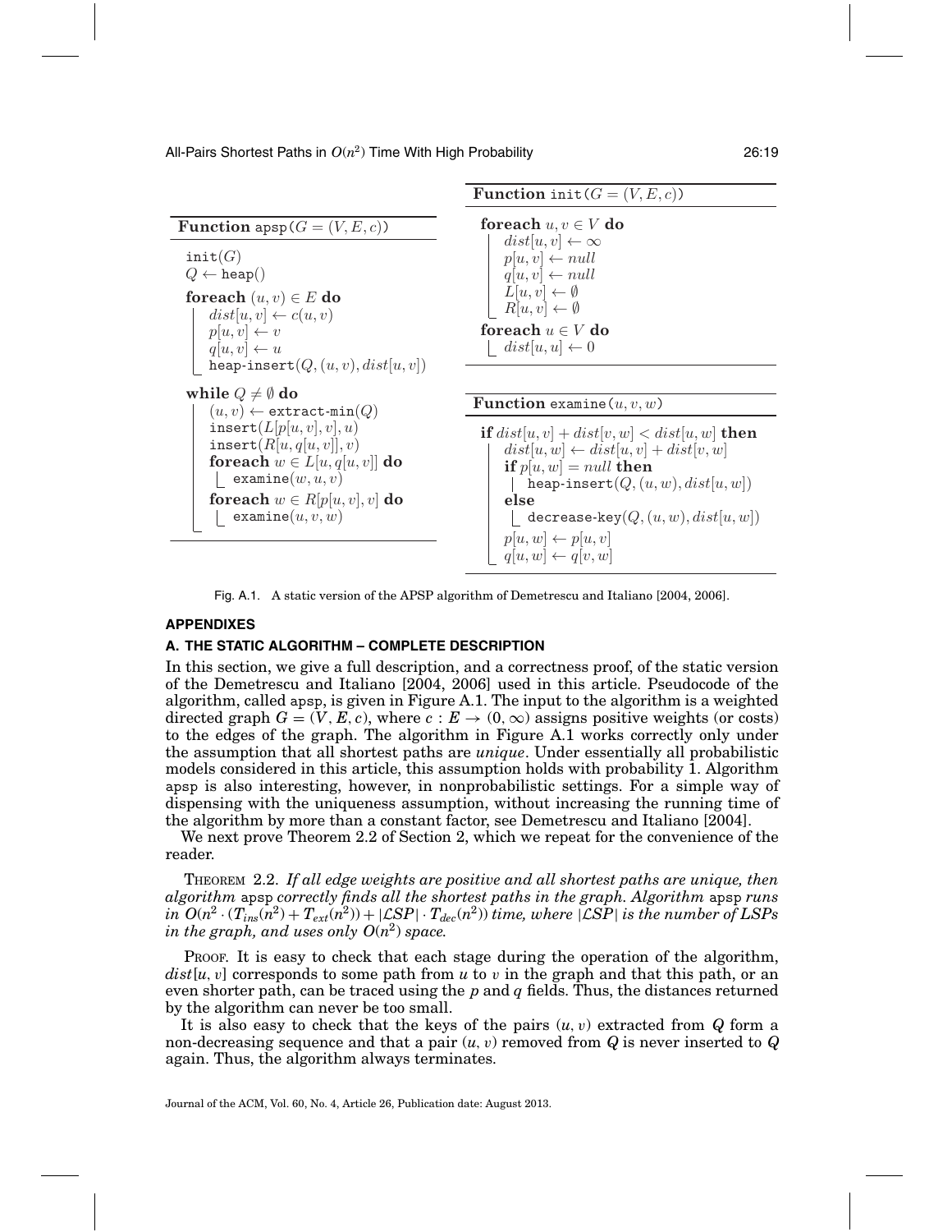**Function** `apsp`$(G = (V, E, c))$

```
init(G)
Q ← heap()
foreach (u, v) ∈ E do
    dist[u, v] ← c(u, v)
    p[u, v] ← v
    q[u, v] ← u
    heap-insert(Q, (u, v), dist[u, v])
while Q ≠ ∅ do
    (u, v) ← extract-min(Q)
    insert(L[p[u, v], v], u)
    insert(R[u, q[u, v]], v)
    foreach w ∈ L[u, q[u, v]] do
        examine(w, u, v)
    foreach w ∈ R[p[u, v], v] do
        examine(u, v, w)
```

**Function** `init`$(G = (V, E, c))$

```
foreach u, v ∈ V do
    dist[u, v] ← ∞
    p[u, v] ← null
    q[u, v] ← null
    L[u, v] ← ∅
    R[u, v] ← ∅
foreach u ∈ V do
    dist[u, u] ← 0
```

**Function** `examine`$(u, v, w)$

```
if dist[u, v] + dist[v, w] < dist[u, w] then
    dist[u, w] ← dist[u, v] + dist[v, w]
    if p[u, w] = null then
        heap-insert(Q, (u, w), dist[u, w])
    else
        decrease-key(Q, (u, w), dist[u, w])
    p[u, w] ← p[u, v]
    q[u, w] ← q[v, w]
```

Fig. A.1. A static version of the APSP algorithm of Demetrescu and Italiano [2004, 2006].

## APPENDIXES

### A. THE STATIC ALGORITHM – COMPLETE DESCRIPTION

In this section, we give a full description, and a correctness proof, of the static version of the Demetrescu and Italiano [2004, 2006] used in this article. Pseudocode of the algorithm, called apsp, is given in Figure A.1. The input to the algorithm is a weighted directed graph $G = (V, E, c)$, where $c : E \to (0, \infty)$ assigns positive weights (or costs) to the edges of the graph. The algorithm in Figure A.1 works correctly only under the assumption that all shortest paths are *unique*. Under essentially all probabilistic models considered in this article, this assumption holds with probability 1. Algorithm apsp is also interesting, however, in nonprobabilistic settings. For a simple way of dispensing with the uniqueness assumption, without increasing the running time of the algorithm by more than a constant factor, see Demetrescu and Italiano [2004].

We next prove Theorem 2.2 of Section 2, which we repeat for the convenience of the reader.

THEOREM 2.2. *If all edge weights are positive and all shortest paths are unique, then algorithm* apsp *correctly finds all the shortest paths in the graph. Algorithm* apsp *runs in* $O(n^2 \cdot (T_{ins}(n^2) + T_{ext}(n^2)) + |\mathcal{LSP}| \cdot T_{dec}(n^2))$ *time, where* $|\mathcal{LSP}|$ *is the number of LSPs in the graph, and uses only* $O(n^2)$ *space.*

PROOF. It is easy to check that each stage during the operation of the algorithm, $dist[u, v]$ corresponds to some path from $u$ to $v$ in the graph and that this path, or an even shorter path, can be traced using the $p$ and $q$ fields. Thus, the distances returned by the algorithm can never be too small.

It is also easy to check that the keys of the pairs $(u, v)$ extracted from $Q$ form a non-decreasing sequence and that a pair $(u, v)$ removed from $Q$ is never inserted to $Q$ again. Thus, the algorithm always terminates.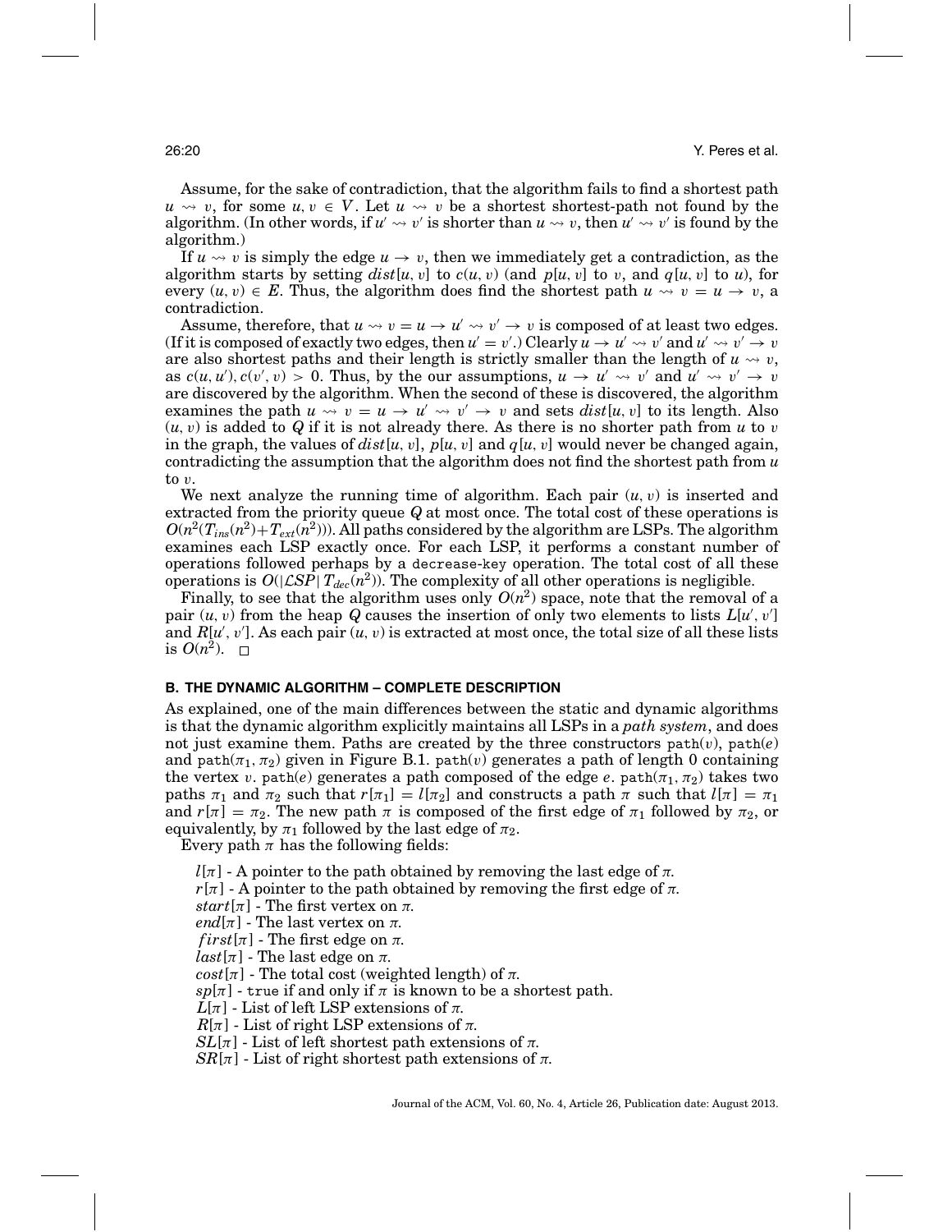Assume, for the sake of contradiction, that the algorithm fails to find a shortest path $u \rightsquigarrow v$, for some $u, v \in V$. Let $u \rightsquigarrow v$ be a shortest shortest-path not found by the algorithm. (In other words, if $u' \rightsquigarrow v'$ is shorter than $u \rightsquigarrow v$, then $u' \rightsquigarrow v'$ is found by the algorithm.)

If $u \rightsquigarrow v$ is simply the edge $u \to v$, then we immediately get a contradiction, as the algorithm starts by setting $dist[u, v]$ to $c(u, v)$ (and $p[u, v]$ to $v$, and $q[u, v]$ to $u$), for every $(u, v) \in E$. Thus, the algorithm does find the shortest path $u \rightsquigarrow v = u \to v$, a contradiction.

Assume, therefore, that $u \rightsquigarrow v = u \to u' \rightsquigarrow v' \to v$ is composed of at least two edges. (If it is composed of exactly two edges, then $u' = v'$.) Clearly $u \to u' \rightsquigarrow v'$ and $u' \rightsquigarrow v' \to v$ are also shortest paths and their length is strictly smaller than the length of $u \rightsquigarrow v$, as $c(u, u'), c(v', v) > 0$. Thus, by the our assumptions, $u \to u' \rightsquigarrow v'$ and $u' \rightsquigarrow v' \to v$ are discovered by the algorithm. When the second of these is discovered, the algorithm examines the path $u \rightsquigarrow v = u \to u' \rightsquigarrow v' \to v$ and sets $dist[u, v]$ to its length. Also $(u, v)$ is added to $Q$ if it is not already there. As there is no shorter path from $u$ to $v$ in the graph, the values of $dist[u, v]$, $p[u, v]$ and $q[u, v]$ would never be changed again, contradicting the assumption that the algorithm does not find the shortest path from $u$ to $v$.

We next analyze the running time of algorithm. Each pair $(u, v)$ is inserted and extracted from the priority queue $Q$ at most once. The total cost of these operations is $O(n^2(T_{ins}(n^2) + T_{ext}(n^2)))$. All paths considered by the algorithm are LSPs. The algorithm examines each LSP exactly once. For each LSP, it performs a constant number of operations followed perhaps by a `decrease-key` operation. The total cost of all these operations is $O(|\mathcal{LSP}|\, T_{dec}(n^2))$. The complexity of all other operations is negligible.

Finally, to see that the algorithm uses only $O(n^2)$ space, note that the removal of a pair $(u, v)$ from the heap $Q$ causes the insertion of only two elements to lists $L[u', v']$ and $R[u', v']$. As each pair $(u, v)$ is extracted at most once, the total size of all these lists is $O(n^2)$. □

## B. THE DYNAMIC ALGORITHM – COMPLETE DESCRIPTION

As explained, one of the main differences between the static and dynamic algorithms is that the dynamic algorithm explicitly maintains all LSPs in a *path system*, and does not just examine them. Paths are created by the three constructors $\texttt{path}(v)$, $\texttt{path}(e)$ and $\texttt{path}(\pi_1, \pi_2)$ given in Figure B.1. $\texttt{path}(v)$ generates a path of length 0 containing the vertex $v$. $\texttt{path}(e)$ generates a path composed of the edge $e$. $\texttt{path}(\pi_1, \pi_2)$ takes two paths $\pi_1$ and $\pi_2$ such that $r[\pi_1] = l[\pi_2]$ and constructs a path $\pi$ such that $l[\pi] = \pi_1$ and $r[\pi] = \pi_2$. The new path $\pi$ is composed of the first edge of $\pi_1$ followed by $\pi_2$, or equivalently, by $\pi_1$ followed by the last edge of $\pi_2$.

Every path $\pi$ has the following fields:

- $l[\pi]$ - A pointer to the path obtained by removing the last edge of $\pi$.
- $r[\pi]$ - A pointer to the path obtained by removing the first edge of $\pi$.
- $start[\pi]$ - The first vertex on $\pi$.
- $end[\pi]$ - The last vertex on $\pi$.
- $first[\pi]$ - The first edge on $\pi$.
- $last[\pi]$ - The last edge on $\pi$.
- $cost[\pi]$ - The total cost (weighted length) of $\pi$.
- $sp[\pi]$ - `true` if and only if $\pi$ is known to be a shortest path.
- $L[\pi]$ - List of left LSP extensions of $\pi$.
- $R[\pi]$ - List of right LSP extensions of $\pi$.
- $SL[\pi]$ - List of left shortest path extensions of $\pi$.
- $SR[\pi]$ - List of right shortest path extensions of $\pi$.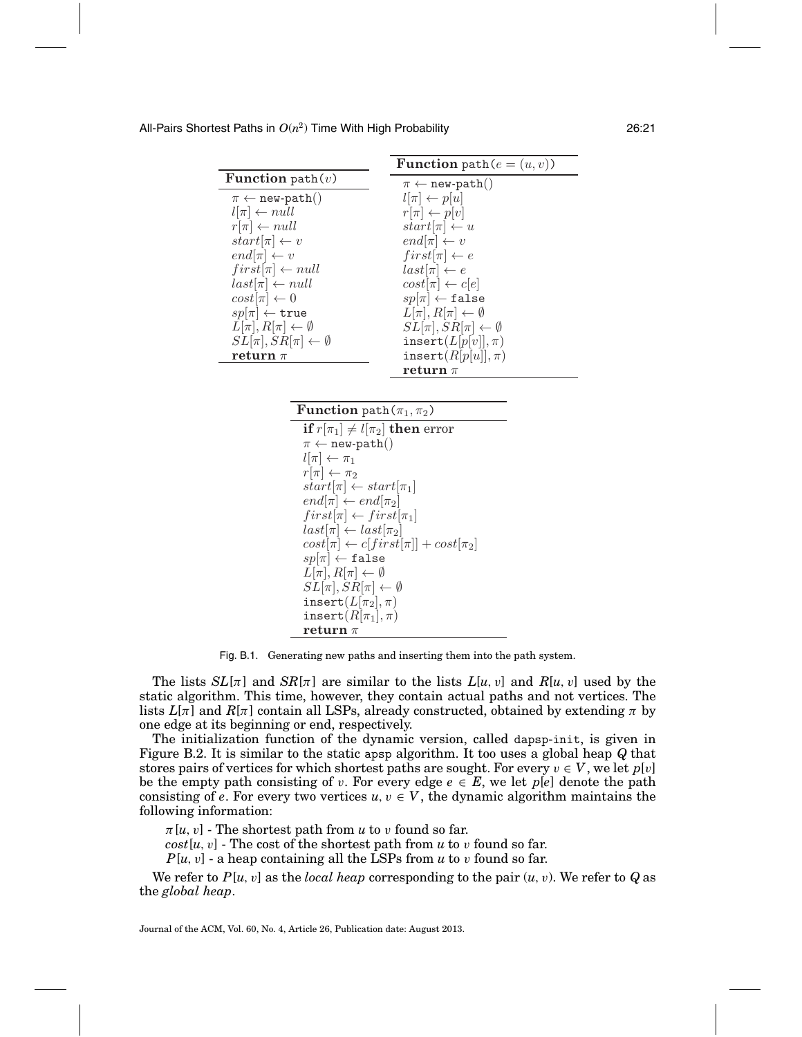**Function** path($v$)

```
π ← new-path()
l[π] ← null
r[π] ← null
start[π] ← v
end[π] ← v
first[π] ← null
last[π] ← null
cost[π] ← 0
sp[π] ← true
L[π], R[π] ← ∅
SL[π], SR[π] ← ∅
return π
```

**Function** path($e = (u, v)$)

```
π ← new-path()
l[π] ← p[u]
r[π] ← p[v]
start[π] ← u
end[π] ← v
first[π] ← e
last[π] ← e
cost[π] ← c[e]
sp[π] ← false
L[π], R[π] ← ∅
SL[π], SR[π] ← ∅
insert(L[p[v]], π)
insert(R[p[u]], π)
return π
```

**Function** path($\pi_1, \pi_2$)

```
if r[π1] ≠ l[π2] then error
π ← new-path()
l[π] ← π1
r[π] ← π2
start[π] ← start[π1]
end[π] ← end[π2]
first[π] ← first[π1]
last[π] ← last[π2]
cost[π] ← c[first[π]] + cost[π2]
sp[π] ← false
L[π], R[π] ← ∅
SL[π], SR[π] ← ∅
insert(L[π2], π)
insert(R[π1], π)
return π
```

Fig. B.1. Generating new paths and inserting them into the path system.

The lists $SL[\pi]$ and $SR[\pi]$ are similar to the lists $L[u, v]$ and $R[u, v]$ used by the static algorithm. This time, however, they contain actual paths and not vertices. The lists $L[\pi]$ and $R[\pi]$ contain all LSPs, already constructed, obtained by extending $\pi$ by one edge at its beginning or end, respectively.

The initialization function of the dynamic version, called dapsp-init, is given in Figure B.2. It is similar to the static apsp algorithm. It too uses a global heap $Q$ that stores pairs of vertices for which shortest paths are sought. For every $v \in V$, we let $p[v]$ be the empty path consisting of $v$. For every edge $e \in E$, we let $p[e]$ denote the path consisting of $e$. For every two vertices $u, v \in V$, the dynamic algorithm maintains the following information:

$\pi[u, v]$ - The shortest path from $u$ to $v$ found so far.

$cost[u, v]$ - The cost of the shortest path from $u$ to $v$ found so far.

$P[u, v]$ - a heap containing all the LSPs from $u$ to $v$ found so far.

We refer to $P[u, v]$ as the *local heap* corresponding to the pair $(u, v)$. We refer to $Q$ as the *global heap*.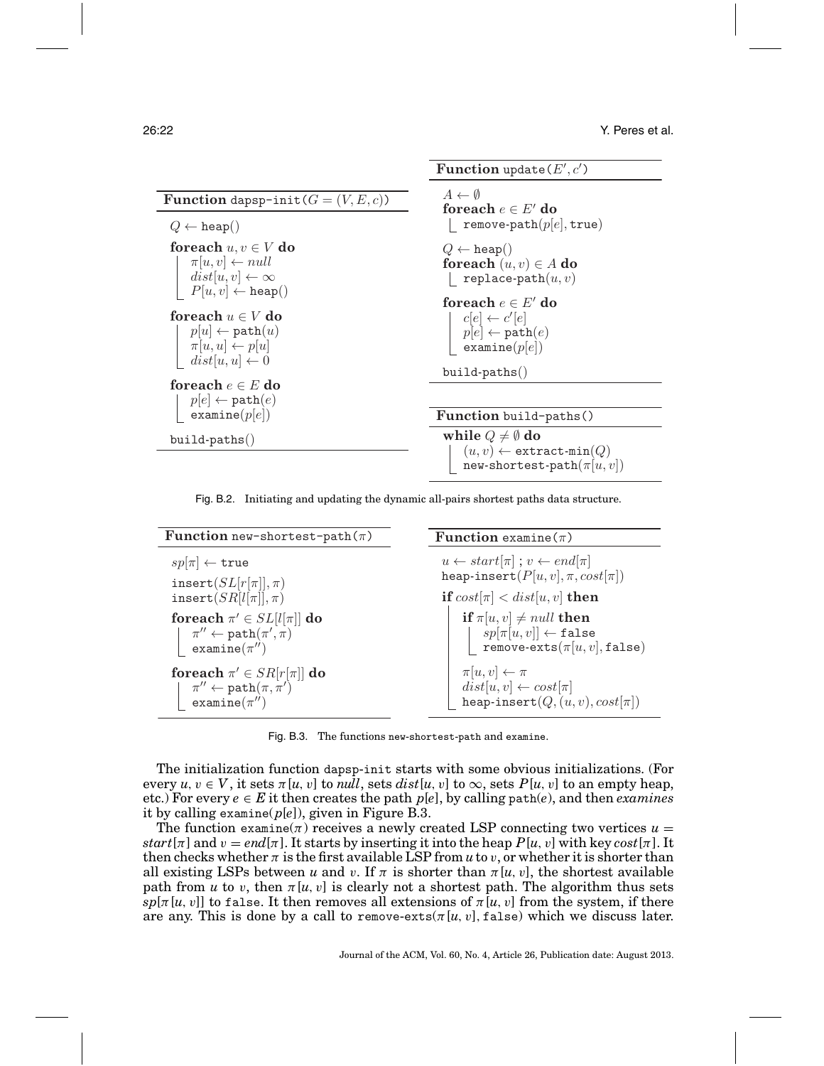**Function** `dapsp-init`$(G = (V, E, c))$

```
Q ← heap()
foreach u, v ∈ V do
    π[u, v] ← null
    dist[u, v] ← ∞
    P[u, v] ← heap()
foreach u ∈ V do
    p[u] ← path(u)
    π[u, u] ← p[u]
    dist[u, u] ← 0
foreach e ∈ E do
    p[e] ← path(e)
    examine(p[e])
build-paths()
```

**Function** `update`$(E', c')$

```
A ← ∅
foreach e ∈ E' do
    remove-path(p[e], true)
Q ← heap()
foreach (u, v) ∈ A do
    replace-path(u, v)
foreach e ∈ E' do
    c[e] ← c'[e]
    p[e] ← path(e)
    examine(p[e])
build-paths()
```

**Function** `build-paths()`

```
while Q ≠ ∅ do
    (u, v) ← extract-min(Q)
    new-shortest-path(π[u, v])
```

Fig. B.2. Initiating and updating the dynamic all-pairs shortest paths data structure.

**Function** `new-shortest-path`$(\pi)$

```
sp[π] ← true
insert(SL[r[π]], π)
insert(SR[l[π]], π)
foreach π' ∈ SL[l[π]] do
    π'' ← path(π', π)
    examine(π'')
foreach π' ∈ SR[r[π]] do
    π'' ← path(π, π')
    examine(π'')
```

**Function** `examine`$(\pi)$

```
u ← start[π] ; v ← end[π]
heap-insert(P[u, v], π, cost[π])
if cost[π] < dist[u, v] then
    if π[u, v] ≠ null then
        sp[π[u, v]] ← false
        remove-exts(π[u, v], false)
    π[u, v] ← π
    dist[u, v] ← cost[π]
    heap-insert(Q, (u, v), cost[π])
```

Fig. B.3. The functions `new-shortest-path` and `examine`.

The initialization function `dapsp-init` starts with some obvious initializations. (For every $u, v \in V$, it sets $\pi[u, v]$ to *null*, sets $dist[u, v]$ to $\infty$, sets $P[u, v]$ to an empty heap, etc.) For every $e \in E$ it then creates the path $p[e]$, by calling `path`$(e)$, and then *examines* it by calling `examine`$(p[e])$, given in Figure B.3.

The function `examine`$(\pi)$ receives a newly created LSP connecting two vertices $u = start[\pi]$ and $v = end[\pi]$. It starts by inserting it into the heap $P[u, v]$ with key $cost[\pi]$. It then checks whether $\pi$ is the first available LSP from $u$ to $v$, or whether it is shorter than all existing LSPs between $u$ and $v$. If $\pi$ is shorter than $\pi[u, v]$, the shortest available path from $u$ to $v$, then $\pi[u, v]$ is clearly not a shortest path. The algorithm thus sets $sp[\pi[u, v]]$ to `false`. It then removes all extensions of $\pi[u, v]$ from the system, if there are any. This is done by a call to `remove-exts`$(\pi[u, v], \texttt{false})$ which we discuss later.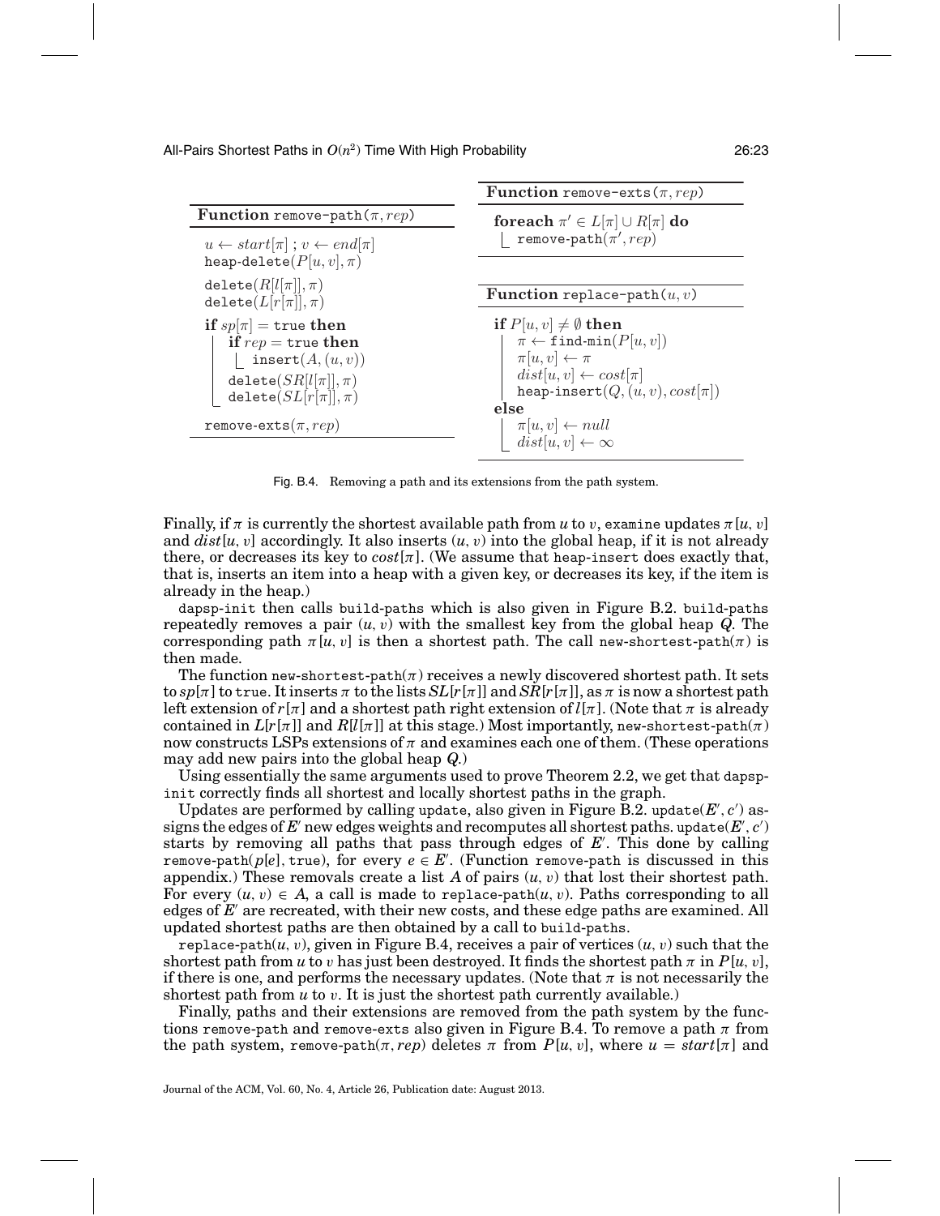**Function** `remove-path`($\pi, rep$)

```
u ← start[π] ; v ← end[π]
heap-delete(P[u,v], π)
delete(R[l[π]], π)
delete(L[r[π]], π)
if sp[π] = true then
    if rep = true then
        insert(A, (u,v))
    delete(SR[l[π]], π)
    delete(SL[r[π]], π)
remove-exts(π, rep)
```

**Function** `remove-exts`($\pi, rep$)

```
foreach π' ∈ L[π] ∪ R[π] do
    remove-path(π', rep)
```

**Function** `replace-path`($u, v$)

```
if P[u,v] ≠ ∅ then
    π ← find-min(P[u,v])
    π[u,v] ← π
    dist[u,v] ← cost[π]
    heap-insert(Q, (u,v), cost[π])
else
    π[u,v] ← null
    dist[u,v] ← ∞
```

Fig. B.4. Removing a path and its extensions from the path system.

Finally, if $\pi$ is currently the shortest available path from $u$ to $v$, `examine` updates $\pi[u, v]$ and $dist[u, v]$ accordingly. It also inserts $(u, v)$ into the global heap, if it is not already there, or decreases its key to $cost[\pi]$. (We assume that `heap-insert` does exactly that, that is, inserts an item into a heap with a given key, or decreases its key, if the item is already in the heap.)

`dapsp-init` then calls `build-paths` which is also given in Figure B.2. `build-paths` repeatedly removes a pair $(u, v)$ with the smallest key from the global heap $Q$. The corresponding path $\pi[u, v]$ is then a shortest path. The call `new-shortest-path`($\pi$) is then made.

The function `new-shortest-path`($\pi$) receives a newly discovered shortest path. It sets to $sp[\pi]$ to `true`. It inserts $\pi$ to the lists $SL[r[\pi]]$ and $SR[r[\pi]]$, as $\pi$ is now a shortest path left extension of $r[\pi]$ and a shortest path right extension of $l[\pi]$. (Note that $\pi$ is already contained in $L[r[\pi]]$ and $R[l[\pi]]$ at this stage.) Most importantly, `new-shortest-path`($\pi$) now constructs LSPs extensions of $\pi$ and examines each one of them. (These operations may add new pairs into the global heap $Q$.)

Using essentially the same arguments used to prove Theorem 2.2, we get that `dapsp-init` correctly finds all shortest and locally shortest paths in the graph.

Updates are performed by calling `update`, also given in Figure B.2. `update`($E', c'$) assigns the edges of $E'$ new edges weights and recomputes all shortest paths. `update`($E', c'$) starts by removing all paths that pass through edges of $E'$. This done by calling `remove-path`($p[e]$, `true`), for every $e \in E'$. (Function `remove-path` is discussed in this appendix.) These removals create a list $A$ of pairs $(u, v)$ that lost their shortest path. For every $(u, v) \in A$, a call is made to `replace-path`($u, v$). Paths corresponding to all edges of $E'$ are recreated, with their new costs, and these edge paths are examined. All updated shortest paths are then obtained by a call to `build-paths`.

`replace-path`($u, v$), given in Figure B.4, receives a pair of vertices $(u, v)$ such that the shortest path from $u$ to $v$ has just been destroyed. It finds the shortest path $\pi$ in $P[u, v]$, if there is one, and performs the necessary updates. (Note that $\pi$ is not necessarily the shortest path from $u$ to $v$. It is just the shortest path currently available.)

Finally, paths and their extensions are removed from the path system by the functions `remove-path` and `remove-exts` also given in Figure B.4. To remove a path $\pi$ from the path system, `remove-path`($\pi, rep$) deletes $\pi$ from $P[u, v]$, where $u = start[\pi]$ and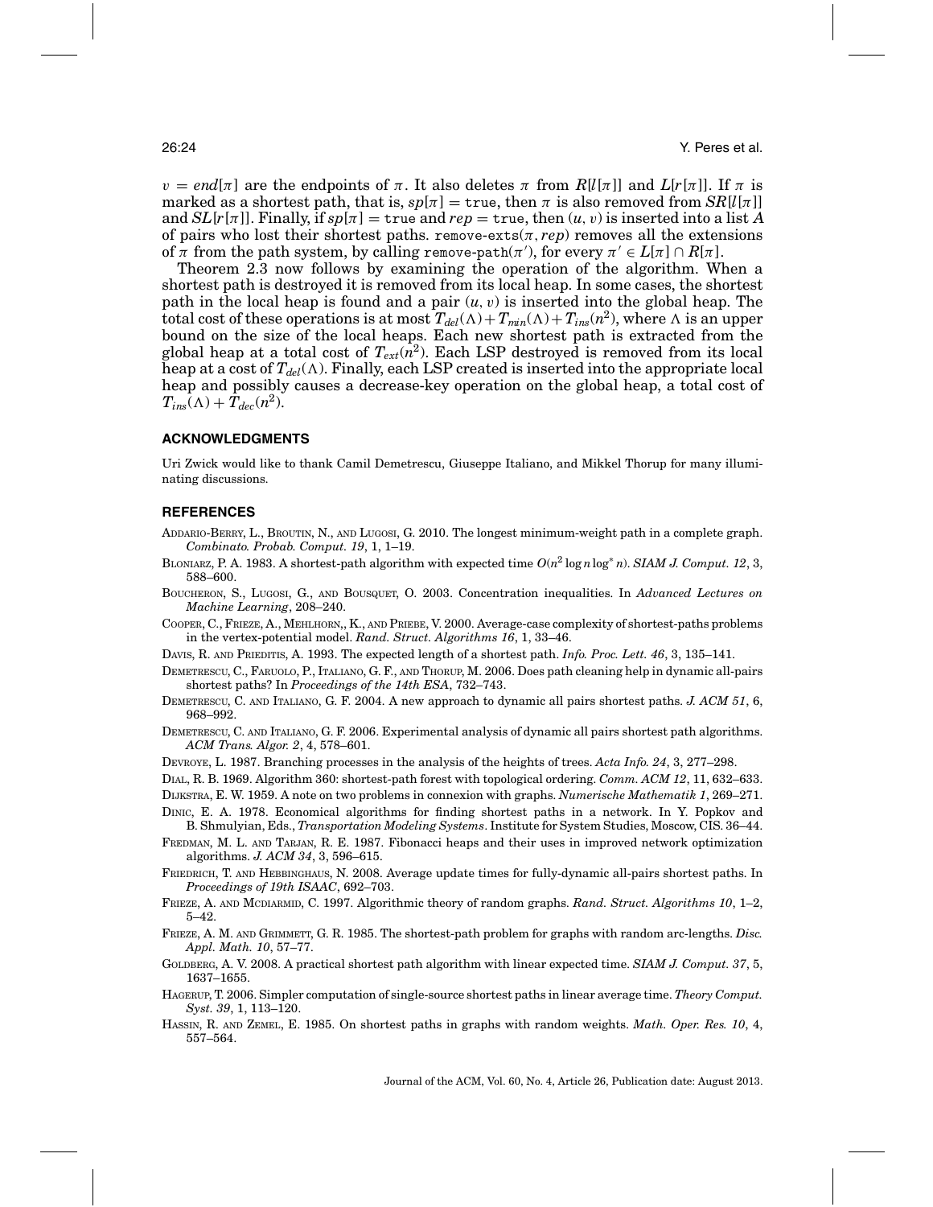$v = end[\pi]$ are the endpoints of $\pi$. It also deletes $\pi$ from $R[l[\pi]]$ and $L[r[\pi]]$. If $\pi$ is marked as a shortest path, that is, $sp[\pi] = \texttt{true}$, then $\pi$ is also removed from $SR[l[\pi]]$ and $SL[r[\pi]]$. Finally, if $sp[\pi] = \texttt{true}$ and $rep = \texttt{true}$, then $(u, v)$ is inserted into a list $A$ of pairs who lost their shortest paths. remove-exts($\pi$, $rep$) removes all the extensions of $\pi$ from the path system, by calling remove-path($\pi'$), for every $\pi' \in L[\pi] \cap R[\pi]$.

Theorem 2.3 now follows by examining the operation of the algorithm. When a shortest path is destroyed it is removed from its local heap. In some cases, the shortest path in the local heap is found and a pair $(u, v)$ is inserted into the global heap. The total cost of these operations is at most $T_{del}(\Lambda) + T_{min}(\Lambda) + T_{ins}(n^2)$, where $\Lambda$ is an upper bound on the size of the local heaps. Each new shortest path is extracted from the global heap at a total cost of $T_{ext}(n^2)$. Each LSP destroyed is removed from its local heap at a cost of $T_{del}(\Lambda)$. Finally, each LSP created is inserted into the appropriate local heap and possibly causes a decrease-key operation on the global heap, a total cost of $T_{ins}(\Lambda) + T_{dec}(n^2)$.

## ACKNOWLEDGMENTS

Uri Zwick would like to thank Camil Demetrescu, Giuseppe Italiano, and Mikkel Thorup for many illuminating discussions.

## REFERENCES

ADDARIO-BERRY, L., BROUTIN, N., AND LUGOSI, G. 2010. The longest minimum-weight path in a complete graph. *Combinato. Probab. Comput. 19*, 1, 1–19.

BLONIARZ, P. A. 1983. A shortest-path algorithm with expected time $O(n^2 \log n \log^* n)$. *SIAM J. Comput. 12*, 3, 588–600.

BOUCHERON, S., LUGOSI, G., AND BOUSQUET, O. 2003. Concentration inequalities. In *Advanced Lectures on Machine Learning*, 208–240.

COOPER, C., FRIEZE, A., MEHLHORN,, K., AND PRIEBE, V. 2000. Average-case complexity of shortest-paths problems in the vertex-potential model. *Rand. Struct. Algorithms 16*, 1, 33–46.

DAVIS, R. AND PRIEDITIS, A. 1993. The expected length of a shortest path. *Info. Proc. Lett. 46*, 3, 135–141.

DEMETRESCU, C., FARUOLO, P., ITALIANO, G. F., AND THORUP, M. 2006. Does path cleaning help in dynamic all-pairs shortest paths? In *Proceedings of the 14th ESA*, 732–743.

DEMETRESCU, C. AND ITALIANO, G. F. 2004. A new approach to dynamic all pairs shortest paths. *J. ACM 51*, 6, 968–992.

DEMETRESCU, C. AND ITALIANO, G. F. 2006. Experimental analysis of dynamic all pairs shortest path algorithms. *ACM Trans. Algor. 2*, 4, 578–601.

DEVROYE, L. 1987. Branching processes in the analysis of the heights of trees. *Acta Info. 24*, 3, 277–298.

DIAL, R. B. 1969. Algorithm 360: shortest-path forest with topological ordering. *Comm. ACM 12*, 11, 632–633.

DIJKSTRA, E. W. 1959. A note on two problems in connexion with graphs. *Numerische Mathematik 1*, 269–271.

DINIC, E. A. 1978. Economical algorithms for finding shortest paths in a network. In Y. Popkov and B. Shmulyian, Eds., *Transportation Modeling Systems*. Institute for System Studies, Moscow, CIS. 36–44.

FREDMAN, M. L. AND TARJAN, R. E. 1987. Fibonacci heaps and their uses in improved network optimization algorithms. *J. ACM 34*, 3, 596–615.

FRIEDRICH, T. AND HEBBINGHAUS, N. 2008. Average update times for fully-dynamic all-pairs shortest paths. In *Proceedings of 19th ISAAC*, 692–703.

FRIEZE, A. AND MCDIARMID, C. 1997. Algorithmic theory of random graphs. *Rand. Struct. Algorithms 10*, 1–2, 5–42.

FRIEZE, A. M. AND GRIMMETT, G. R. 1985. The shortest-path problem for graphs with random arc-lengths. *Disc. Appl. Math. 10*, 57–77.

GOLDBERG, A. V. 2008. A practical shortest path algorithm with linear expected time. *SIAM J. Comput. 37*, 5, 1637–1655.

HAGERUP, T. 2006. Simpler computation of single-source shortest paths in linear average time. *Theory Comput. Syst. 39*, 1, 113–120.

HASSIN, R. AND ZEMEL, E. 1985. On shortest paths in graphs with random weights. *Math. Oper. Res. 10*, 4, 557–564.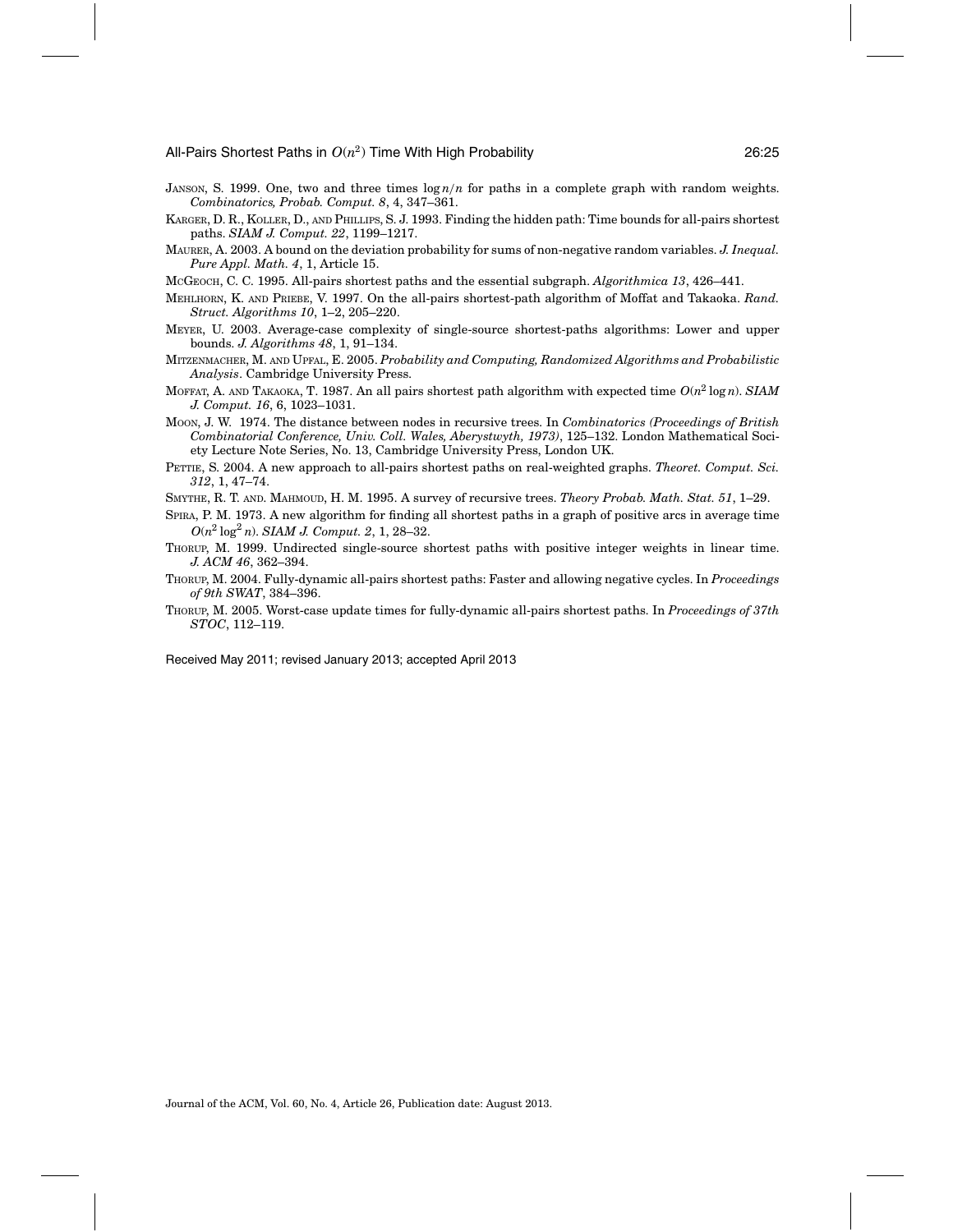JANSON, S. 1999. One, two and three times $\log n/n$ for paths in a complete graph with random weights. *Combinatorics, Probab. Comput. 8*, 4, 347–361.

KARGER, D. R., KOLLER, D., AND PHILLIPS, S. J. 1993. Finding the hidden path: Time bounds for all-pairs shortest paths. *SIAM J. Comput. 22*, 1199–1217.

MAURER, A. 2003. A bound on the deviation probability for sums of non-negative random variables. *J. Inequal. Pure Appl. Math. 4*, 1, Article 15.

MCGEOCH, C. C. 1995. All-pairs shortest paths and the essential subgraph. *Algorithmica 13*, 426–441.

MEHLHORN, K. AND PRIEBE, V. 1997. On the all-pairs shortest-path algorithm of Moffat and Takaoka. *Rand. Struct. Algorithms 10*, 1–2, 205–220.

MEYER, U. 2003. Average-case complexity of single-source shortest-paths algorithms: Lower and upper bounds. *J. Algorithms 48*, 1, 91–134.

MITZENMACHER, M. AND UPFAL, E. 2005. *Probability and Computing, Randomized Algorithms and Probabilistic Analysis*. Cambridge University Press.

MOFFAT, A. AND TAKAOKA, T. 1987. An all pairs shortest path algorithm with expected time $O(n^2 \log n)$. *SIAM J. Comput. 16*, 6, 1023–1031.

MOON, J. W. 1974. The distance between nodes in recursive trees. In *Combinatorics (Proceedings of British Combinatorial Conference, Univ. Coll. Wales, Aberystwyth, 1973)*, 125–132. London Mathematical Society Lecture Note Series, No. 13, Cambridge University Press, London UK.

PETTIE, S. 2004. A new approach to all-pairs shortest paths on real-weighted graphs. *Theoret. Comput. Sci. 312*, 1, 47–74.

SMYTHE, R. T. AND. MAHMOUD, H. M. 1995. A survey of recursive trees. *Theory Probab. Math. Stat. 51*, 1–29.

SPIRA, P. M. 1973. A new algorithm for finding all shortest paths in a graph of positive arcs in average time $O(n^2 \log^2 n)$. *SIAM J. Comput. 2*, 1, 28–32.

THORUP, M. 1999. Undirected single-source shortest paths with positive integer weights in linear time. *J. ACM 46*, 362–394.

THORUP, M. 2004. Fully-dynamic all-pairs shortest paths: Faster and allowing negative cycles. In *Proceedings of 9th SWAT*, 384–396.

THORUP, M. 2005. Worst-case update times for fully-dynamic all-pairs shortest paths. In *Proceedings of 37th STOC*, 112–119.

Received May 2011; revised January 2013; accepted April 2013